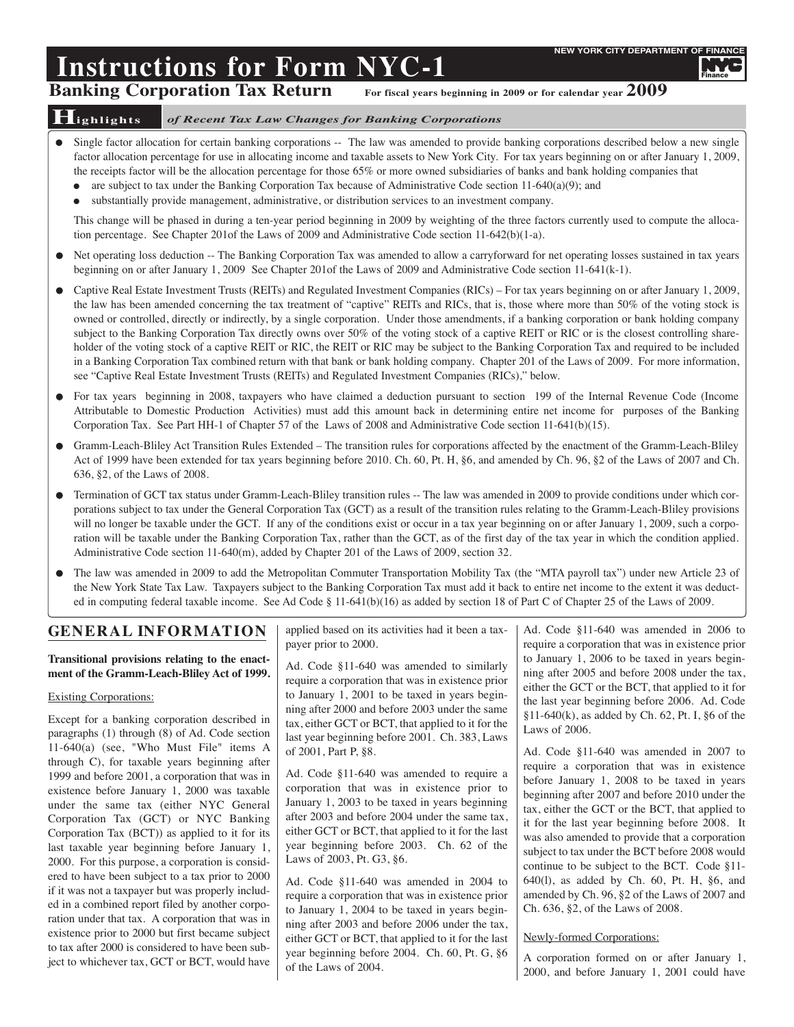# Instructions for Form NYC-1

NEW YORK CITY DEPARTMENT OF FINANCE

## Banking Corporation Tax Return

**For fiscal years beginning in 2009 or for calendar year 2009**

### Highlights *of Recent Tax Law Changes for Banking Corporations*

- Single factor allocation for certain banking corporations -- The law was amended to provide banking corporations described below a new single factor allocation percentage for use in allocating income and taxable assets to New York City. For tax years beginning on or after January 1, 2009, the receipts factor will be the allocation percentage for those 65% or more owned subsidiaries of banks and bank holding companies that
  - are subject to tax under the Banking Corporation Tax because of Administrative Code section 11-640(a)(9); and
  - substantially provide management, administrative, or distribution services to an investment company.

  This change will be phased in during a ten-year period beginning in 2009 by weighting of the three factors currently used to compute the allocation percentage. See Chapter 201of the Laws of 2009 and Administrative Code section 11-642(b)(1-a).

- Net operating loss deduction -- The Banking Corporation Tax was amended to allow a carryforward for net operating losses sustained in tax years beginning on or after January 1, 2009 See Chapter 201of the Laws of 2009 and Administrative Code section 11-641(k-1).

- Captive Real Estate Investment Trusts (REITs) and Regulated Investment Companies (RICs) – For tax years beginning on or after January 1, 2009, the law has been amended concerning the tax treatment of "captive" REITs and RICs, that is, those where more than 50% of the voting stock is owned or controlled, directly or indirectly, by a single corporation. Under those amendments, if a banking corporation or bank holding company subject to the Banking Corporation Tax directly owns over 50% of the voting stock of a captive REIT or RIC or is the closest controlling shareholder of the voting stock of a captive REIT or RIC, the REIT or RIC may be subject to the Banking Corporation Tax and required to be included in a Banking Corporation Tax combined return with that bank or bank holding company. Chapter 201 of the Laws of 2009. For more information, see "Captive Real Estate Investment Trusts (REITs) and Regulated Investment Companies (RICs)," below.

- For tax years beginning in 2008, taxpayers who have claimed a deduction pursuant to section 199 of the Internal Revenue Code (Income Attributable to Domestic Production Activities) must add this amount back in determining entire net income for purposes of the Banking Corporation Tax. See Part HH-1 of Chapter 57 of the Laws of 2008 and Administrative Code section 11-641(b)(15).

- Gramm-Leach-Bliley Act Transition Rules Extended – The transition rules for corporations affected by the enactment of the Gramm-Leach-Bliley Act of 1999 have been extended for tax years beginning before 2010. Ch. 60, Pt. H, §6, and amended by Ch. 96, §2 of the Laws of 2007 and Ch. 636, §2, of the Laws of 2008.

- Termination of GCT tax status under Gramm-Leach-Bliley transition rules -- The law was amended in 2009 to provide conditions under which corporations subject to tax under the General Corporation Tax (GCT) as a result of the transition rules relating to the Gramm-Leach-Bliley provisions will no longer be taxable under the GCT. If any of the conditions exist or occur in a tax year beginning on or after January 1, 2009, such a corporation will be taxable under the Banking Corporation Tax, rather than the GCT, as of the first day of the tax year in which the condition applied. Administrative Code section 11-640(m), added by Chapter 201 of the Laws of 2009, section 32.

- The law was amended in 2009 to add the Metropolitan Commuter Transportation Mobility Tax (the "MTA payroll tax") under new Article 23 of the New York State Tax Law. Taxpayers subject to the Banking Corporation Tax must add it back to entire net income to the extent it was deducted in computing federal taxable income. See Ad Code § 11-641(b)(16) as added by section 18 of Part C of Chapter 25 of the Laws of 2009.

## GENERAL INFORMATION

**Transitional provisions relating to the enactment of the Gramm-Leach-Bliley Act of 1999.**

Existing Corporations:

Except for a banking corporation described in paragraphs (1) through (8) of Ad. Code section 11-640(a) (see, "Who Must File" items A through C), for taxable years beginning after 1999 and before 2001, a corporation that was in existence before January 1, 2000 was taxable under the same tax (either NYC General Corporation Tax (GCT) or NYC Banking Corporation Tax (BCT)) as applied to it for its last taxable year beginning before January 1, 2000. For this purpose, a corporation is considered to have been subject to a tax prior to 2000 if it was not a taxpayer but was properly included in a combined report filed by another corporation under that tax. A corporation that was in existence prior to 2000 but first became subject to tax after 2000 is considered to have been subject to whichever tax, GCT or BCT, would have applied based on its activities had it been a taxpayer prior to 2000.

Ad. Code §11-640 was amended to similarly require a corporation that was in existence prior to January 1, 2001 to be taxed in years beginning after 2000 and before 2003 under the same tax, either GCT or BCT, that applied to it for the last year beginning before 2001. Ch. 383, Laws of 2001, Part P, §8.

Ad. Code §11-640 was amended to require a corporation that was in existence prior to January 1, 2003 to be taxed in years beginning after 2003 and before 2004 under the same tax, either GCT or BCT, that applied to it for the last year beginning before 2003. Ch. 62 of the Laws of 2003, Pt. G3, §6.

Ad. Code §11-640 was amended in 2004 to require a corporation that was in existence prior to January 1, 2004 to be taxed in years beginning after 2003 and before 2006 under the tax, either GCT or BCT, that applied to it for the last year beginning before 2004. Ch. 60, Pt. G, §6 of the Laws of 2004.

Ad. Code §11-640 was amended in 2006 to require a corporation that was in existence prior to January 1, 2006 to be taxed in years beginning after 2005 and before 2008 under the tax, either the GCT or the BCT, that applied to it for the last year beginning before 2006. Ad. Code §11-640(k), as added by Ch. 62, Pt. I, §6 of the Laws of 2006.

Ad. Code §11-640 was amended in 2007 to require a corporation that was in existence before January 1, 2008 to be taxed in years beginning after 2007 and before 2010 under the tax, either the GCT or the BCT, that applied to it for the last year beginning before 2008. It was also amended to provide that a corporation subject to tax under the BCT before 2008 would continue to be subject to the BCT. Code §11-640(l), as added by Ch. 60, Pt. H, §6, and amended by Ch. 96, §2 of the Laws of 2007 and Ch. 636, §2, of the Laws of 2008.

Newly-formed Corporations:

A corporation formed on or after January 1, 2000, and before January 1, 2001 could have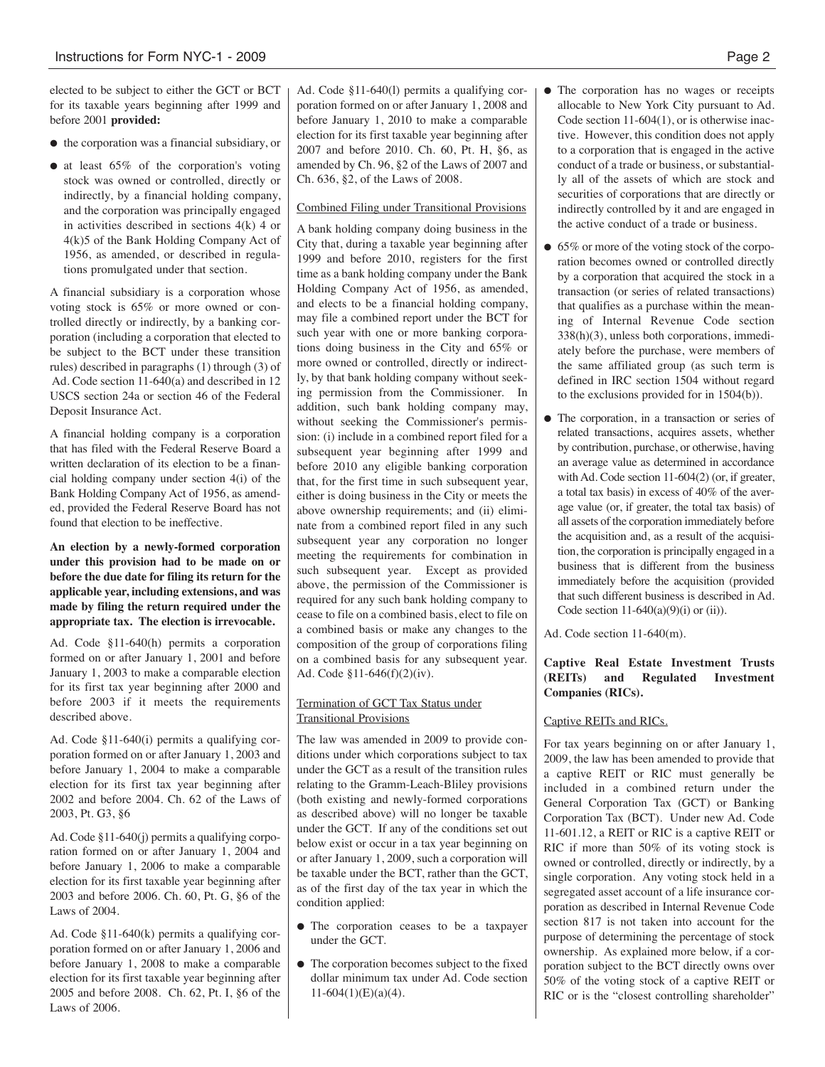elected to be subject to either the GCT or BCT for its taxable years beginning after 1999 and before 2001 **provided:**

- the corporation was a financial subsidiary, or
- at least 65% of the corporation's voting stock was owned or controlled, directly or indirectly, by a financial holding company, and the corporation was principally engaged in activities described in sections 4(k) 4 or 4(k)5 of the Bank Holding Company Act of 1956, as amended, or described in regulations promulgated under that section.

A financial subsidiary is a corporation whose voting stock is 65% or more owned or controlled directly or indirectly, by a banking corporation (including a corporation that elected to be subject to the BCT under these transition rules) described in paragraphs (1) through (3) of Ad. Code section 11-640(a) and described in 12 USCS section 24a or section 46 of the Federal Deposit Insurance Act.

A financial holding company is a corporation that has filed with the Federal Reserve Board a written declaration of its election to be a financial holding company under section 4(i) of the Bank Holding Company Act of 1956, as amended, provided the Federal Reserve Board has not found that election to be ineffective.

**An election by a newly-formed corporation under this provision had to be made on or before the due date for filing its return for the applicable year, including extensions, and was made by filing the return required under the appropriate tax. The election is irrevocable.**

Ad. Code §11-640(h) permits a corporation formed on or after January 1, 2001 and before January 1, 2003 to make a comparable election for its first tax year beginning after 2000 and before 2003 if it meets the requirements described above.

Ad. Code §11-640(i) permits a qualifying corporation formed on or after January 1, 2003 and before January 1, 2004 to make a comparable election for its first tax year beginning after 2002 and before 2004. Ch. 62 of the Laws of 2003, Pt. G3, §6

Ad. Code §11-640(j) permits a qualifying corporation formed on or after January 1, 2004 and before January 1, 2006 to make a comparable election for its first taxable year beginning after 2003 and before 2006. Ch. 60, Pt. G, §6 of the Laws of 2004.

Ad. Code §11-640(k) permits a qualifying corporation formed on or after January 1, 2006 and before January 1, 2008 to make a comparable election for its first taxable year beginning after 2005 and before 2008. Ch. 62, Pt. I, §6 of the Laws of 2006.

Ad. Code §11-640(l) permits a qualifying corporation formed on or after January 1, 2008 and before January 1, 2010 to make a comparable election for its first taxable year beginning after 2007 and before 2010. Ch. 60, Pt. H, §6, as amended by Ch. 96, §2 of the Laws of 2007 and Ch. 636, §2, of the Laws of 2008.

Combined Filing under Transitional Provisions

A bank holding company doing business in the City that, during a taxable year beginning after 1999 and before 2010, registers for the first time as a bank holding company under the Bank Holding Company Act of 1956, as amended, and elects to be a financial holding company, may file a combined report under the BCT for such year with one or more banking corporations doing business in the City and 65% or more owned or controlled, directly or indirectly, by that bank holding company without seeking permission from the Commissioner. In addition, such bank holding company may, without seeking the Commissioner's permission: (i) include in a combined report filed for a subsequent year beginning after 1999 and before 2010 any eligible banking corporation that, for the first time in such subsequent year, either is doing business in the City or meets the above ownership requirements; and (ii) eliminate from a combined report filed in any such subsequent year any corporation no longer meeting the requirements for combination in such subsequent year. Except as provided above, the permission of the Commissioner is required for any such bank holding company to cease to file on a combined basis, elect to file on a combined basis or make any changes to the composition of the group of corporations filing on a combined basis for any subsequent year. Ad. Code §11-646(f)(2)(iv).

Termination of GCT Tax Status under Transitional Provisions

The law was amended in 2009 to provide conditions under which corporations subject to tax under the GCT as a result of the transition rules relating to the Gramm-Leach-Bliley provisions (both existing and newly-formed corporations as described above) will no longer be taxable under the GCT. If any of the conditions set out below exist or occur in a tax year beginning on or after January 1, 2009, such a corporation will be taxable under the BCT, rather than the GCT, as of the first day of the tax year in which the condition applied:

- The corporation ceases to be a taxpayer under the GCT.
- The corporation becomes subject to the fixed dollar minimum tax under Ad. Code section 11-604(1)(E)(a)(4).
- The corporation has no wages or receipts allocable to New York City pursuant to Ad. Code section 11-604(1), or is otherwise inactive. However, this condition does not apply to a corporation that is engaged in the active conduct of a trade or business, or substantially all of the assets of which are stock and securities of corporations that are directly or indirectly controlled by it and are engaged in the active conduct of a trade or business.
- 65% or more of the voting stock of the corporation becomes owned or controlled directly by a corporation that acquired the stock in a transaction (or series of related transactions) that qualifies as a purchase within the meaning of Internal Revenue Code section 338(h)(3), unless both corporations, immediately before the purchase, were members of the same affiliated group (as such term is defined in IRC section 1504 without regard to the exclusions provided for in 1504(b)).
- The corporation, in a transaction or series of related transactions, acquires assets, whether by contribution, purchase, or otherwise, having an average value as determined in accordance with Ad. Code section 11-604(2) (or, if greater, a total tax basis) in excess of 40% of the average value (or, if greater, the total tax basis) of all assets of the corporation immediately before the acquisition and, as a result of the acquisition, the corporation is principally engaged in a business that is different from the business immediately before the acquisition (provided that such different business is described in Ad. Code section 11-640(a)(9)(i) or (ii)).

Ad. Code section 11-640(m).

**Captive Real Estate Investment Trusts (REITs) and Regulated Investment Companies (RICs).**

Captive REITs and RICs.

For tax years beginning on or after January 1, 2009, the law has been amended to provide that a captive REIT or RIC must generally be included in a combined return under the General Corporation Tax (GCT) or Banking Corporation Tax (BCT). Under new Ad. Code 11-601.12, a REIT or RIC is a captive REIT or RIC if more than 50% of its voting stock is owned or controlled, directly or indirectly, by a single corporation. Any voting stock held in a segregated asset account of a life insurance corporation as described in Internal Revenue Code section 817 is not taken into account for the purpose of determining the percentage of stock ownership. As explained more below, if a corporation subject to the BCT directly owns over 50% of the voting stock of a captive REIT or RIC or is the "closest controlling shareholder"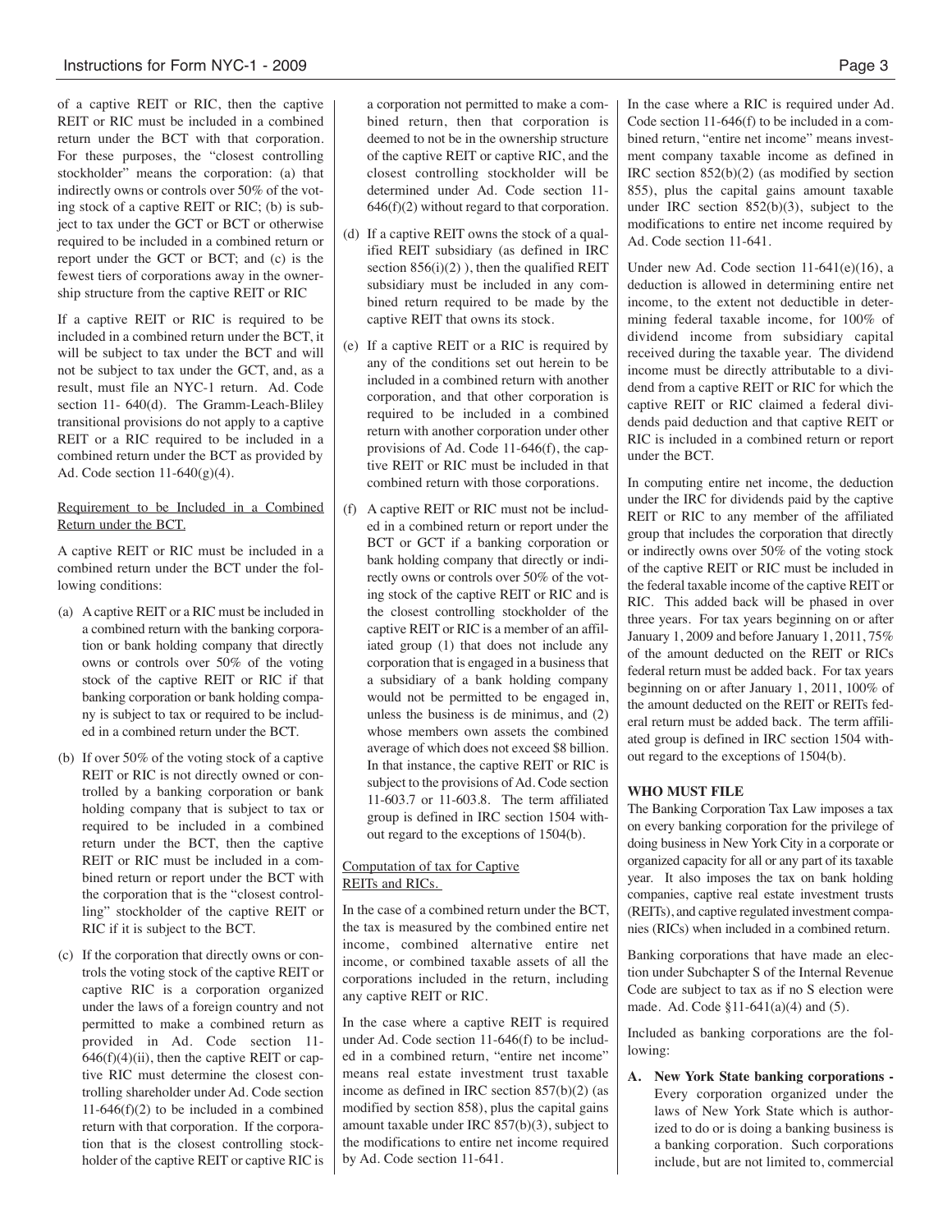of a captive REIT or RIC, then the captive REIT or RIC must be included in a combined return under the BCT with that corporation. For these purposes, the "closest controlling stockholder" means the corporation: (a) that indirectly owns or controls over 50% of the voting stock of a captive REIT or RIC; (b) is subject to tax under the GCT or BCT or otherwise required to be included in a combined return or report under the GCT or BCT; and (c) is the fewest tiers of corporations away in the ownership structure from the captive REIT or RIC

If a captive REIT or RIC is required to be included in a combined return under the BCT, it will be subject to tax under the BCT and will not be subject to tax under the GCT, and, as a result, must file an NYC-1 return. Ad. Code section 11- 640(d). The Gramm-Leach-Bliley transitional provisions do not apply to a captive REIT or a RIC required to be included in a combined return under the BCT as provided by Ad. Code section 11-640(g)(4).

Requirement to be Included in a Combined Return under the BCT.

A captive REIT or RIC must be included in a combined return under the BCT under the following conditions:

(a) A captive REIT or a RIC must be included in a combined return with the banking corporation or bank holding company that directly owns or controls over 50% of the voting stock of the captive REIT or RIC if that banking corporation or bank holding company is subject to tax or required to be included in a combined return under the BCT.

(b) If over 50% of the voting stock of a captive REIT or RIC is not directly owned or controlled by a banking corporation or bank holding company that is subject to tax or required to be included in a combined return under the BCT, then the captive REIT or RIC must be included in a combined return or report under the BCT with the corporation that is the "closest controlling" stockholder of the captive REIT or RIC if it is subject to the BCT.

(c) If the corporation that directly owns or controls the voting stock of the captive REIT or captive RIC is a corporation organized under the laws of a foreign country and not permitted to make a combined return as provided in Ad. Code section 11-646(f)(4)(ii), then the captive REIT or captive RIC must determine the closest controlling shareholder under Ad. Code section 11-646(f)(2) to be included in a combined return with that corporation. If the corporation that is the closest controlling stockholder of the captive REIT or captive RIC is a corporation not permitted to make a combined return, then that corporation is deemed to not be in the ownership structure of the captive REIT or captive RIC, and the closest controlling stockholder will be determined under Ad. Code section 11-646(f)(2) without regard to that corporation.

(d) If a captive REIT owns the stock of a qualified REIT subsidiary (as defined in IRC section 856(i)(2) ), then the qualified REIT subsidiary must be included in any combined return required to be made by the captive REIT that owns its stock.

(e) If a captive REIT or a RIC is required by any of the conditions set out herein to be included in a combined return with another corporation, and that other corporation is required to be included in a combined return with another corporation under other provisions of Ad. Code 11-646(f), the captive REIT or RIC must be included in that combined return with those corporations.

(f) A captive REIT or RIC must not be included in a combined return or report under the BCT or GCT if a banking corporation or bank holding company that directly or indirectly owns or controls over 50% of the voting stock of the captive REIT or RIC and is the closest controlling stockholder of the captive REIT or RIC is a member of an affiliated group (1) that does not include any corporation that is engaged in a business that a subsidiary of a bank holding company would not be permitted to be engaged in, unless the business is de minimus, and (2) whose members own assets the combined average of which does not exceed $8 billion. In that instance, the captive REIT or RIC is subject to the provisions of Ad. Code section 11-603.7 or 11-603.8. The term affiliated group is defined in IRC section 1504 without regard to the exceptions of 1504(b).

Computation of tax for Captive REITs and RICs.

In the case of a combined return under the BCT, the tax is measured by the combined entire net income, combined alternative entire net income, or combined taxable assets of all the corporations included in the return, including any captive REIT or RIC.

In the case where a captive REIT is required under Ad. Code section 11-646(f) to be included in a combined return, "entire net income" means real estate investment trust taxable income as defined in IRC section 857(b)(2) (as modified by section 858), plus the capital gains amount taxable under IRC 857(b)(3), subject to the modifications to entire net income required by Ad. Code section 11-641.

In the case where a RIC is required under Ad. Code section 11-646(f) to be included in a combined return, "entire net income" means investment company taxable income as defined in IRC section 852(b)(2) (as modified by section 855), plus the capital gains amount taxable under IRC section 852(b)(3), subject to the modifications to entire net income required by Ad. Code section 11-641.

Under new Ad. Code section 11-641(e)(16), a deduction is allowed in determining entire net income, to the extent not deductible in determining federal taxable income, for 100% of dividend income from subsidiary capital received during the taxable year. The dividend income must be directly attributable to a dividend from a captive REIT or RIC for which the captive REIT or RIC claimed a federal dividends paid deduction and that captive REIT or RIC is included in a combined return or report under the BCT.

In computing entire net income, the deduction under the IRC for dividends paid by the captive REIT or RIC to any member of the affiliated group that includes the corporation that directly or indirectly owns over 50% of the voting stock of the captive REIT or RIC must be included in the federal taxable income of the captive REIT or RIC. This added back will be phased in over three years. For tax years beginning on or after January 1, 2009 and before January 1, 2011, 75% of the amount deducted on the REIT or RICs federal return must be added back. For tax years beginning on or after January 1, 2011, 100% of the amount deducted on the REIT or REITs federal return must be added back. The term affiliated group is defined in IRC section 1504 without regard to the exceptions of 1504(b).

**WHO MUST FILE**

The Banking Corporation Tax Law imposes a tax on every banking corporation for the privilege of doing business in New York City in a corporate or organized capacity for all or any part of its taxable year. It also imposes the tax on bank holding companies, captive real estate investment trusts (REITs), and captive regulated investment companies (RICs) when included in a combined return.

Banking corporations that have made an election under Subchapter S of the Internal Revenue Code are subject to tax as if no S election were made. Ad. Code §11-641(a)(4) and (5).

Included as banking corporations are the following:

**A. New York State banking corporations -** Every corporation organized under the laws of New York State which is authorized to do or is doing a banking business is a banking corporation. Such corporations include, but are not limited to, commercial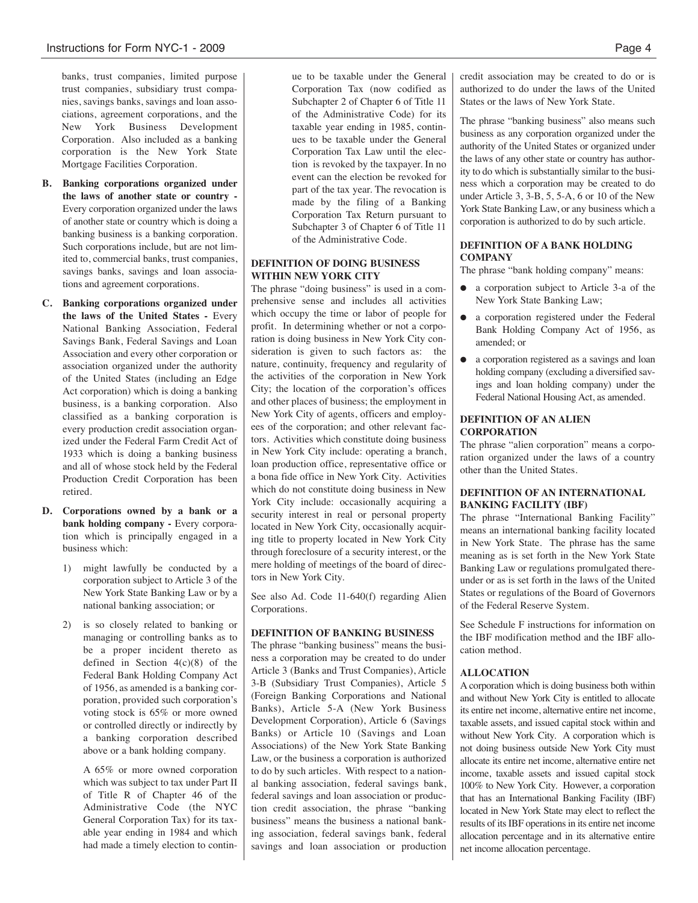banks, trust companies, limited purpose trust companies, subsidiary trust companies, savings banks, savings and loan associations, agreement corporations, and the New York Business Development Corporation. Also included as a banking corporation is the New York State Mortgage Facilities Corporation.

**B. Banking corporations organized under the laws of another state or country -** Every corporation organized under the laws of another state or country which is doing a banking business is a banking corporation. Such corporations include, but are not limited to, commercial banks, trust companies, savings banks, savings and loan associations and agreement corporations.

**C. Banking corporations organized under the laws of the United States -** Every National Banking Association, Federal Savings Bank, Federal Savings and Loan Association and every other corporation or association organized under the authority of the United States (including an Edge Act corporation) which is doing a banking business, is a banking corporation. Also classified as a banking corporation is every production credit association organized under the Federal Farm Credit Act of 1933 which is doing a banking business and all of whose stock held by the Federal Production Credit Corporation has been retired.

**D. Corporations owned by a bank or a bank holding company -** Every corporation which is principally engaged in a business which:

1) might lawfully be conducted by a corporation subject to Article 3 of the New York State Banking Law or by a national banking association; or

2) is so closely related to banking or managing or controlling banks as to be a proper incident thereto as defined in Section 4(c)(8) of the Federal Bank Holding Company Act of 1956, as amended is a banking corporation, provided such corporation's voting stock is 65% or more owned or controlled directly or indirectly by a banking corporation described above or a bank holding company.

A 65% or more owned corporation which was subject to tax under Part II of Title R of Chapter 46 of the Administrative Code (the NYC General Corporation Tax) for its taxable year ending in 1984 and which had made a timely election to continue to be taxable under the General Corporation Tax (now codified as Subchapter 2 of Chapter 6 of Title 11 of the Administrative Code) for its taxable year ending in 1985, continues to be taxable under the General Corporation Tax Law until the election is revoked by the taxpayer. In no event can the election be revoked for part of the tax year. The revocation is made by the filing of a Banking Corporation Tax Return pursuant to Subchapter 3 of Chapter 6 of Title 11 of the Administrative Code.

### DEFINITION OF DOING BUSINESS WITHIN NEW YORK CITY

The phrase "doing business" is used in a comprehensive sense and includes all activities which occupy the time or labor of people for profit. In determining whether or not a corporation is doing business in New York City consideration is given to such factors as: the nature, continuity, frequency and regularity of the activities of the corporation in New York City; the location of the corporation's offices and other places of business; the employment in New York City of agents, officers and employees of the corporation; and other relevant factors. Activities which constitute doing business in New York City include: operating a branch, loan production office, representative office or a bona fide office in New York City. Activities which do not constitute doing business in New York City include: occasionally acquiring a security interest in real or personal property located in New York City, occasionally acquiring title to property located in New York City through foreclosure of a security interest, or the mere holding of meetings of the board of directors in New York City.

See also Ad. Code 11-640(f) regarding Alien Corporations.

### DEFINITION OF BANKING BUSINESS

The phrase "banking business" means the business a corporation may be created to do under Article 3 (Banks and Trust Companies), Article 3-B (Subsidiary Trust Companies), Article 5 (Foreign Banking Corporations and National Banks), Article 5-A (New York Business Development Corporation), Article 6 (Savings Banks) or Article 10 (Savings and Loan Associations) of the New York State Banking Law, or the business a corporation is authorized to do by such articles. With respect to a national banking association, federal savings bank, federal savings and loan association or production credit association, the phrase "banking business" means the business a national banking association, federal savings bank, federal savings and loan association or production credit association may be created to do or is authorized to do under the laws of the United States or the laws of New York State.

The phrase "banking business" also means such business as any corporation organized under the authority of the United States or organized under the laws of any other state or country has authority to do which is substantially similar to the business which a corporation may be created to do under Article 3, 3-B, 5, 5-A, 6 or 10 of the New York State Banking Law, or any business which a corporation is authorized to do by such article.

### DEFINITION OF A BANK HOLDING COMPANY

The phrase "bank holding company" means:

- a corporation subject to Article 3-a of the New York State Banking Law;
- a corporation registered under the Federal Bank Holding Company Act of 1956, as amended; or
- a corporation registered as a savings and loan holding company (excluding a diversified savings and loan holding company) under the Federal National Housing Act, as amended.

### DEFINITION OF AN ALIEN CORPORATION

The phrase "alien corporation" means a corporation organized under the laws of a country other than the United States.

### DEFINITION OF AN INTERNATIONAL BANKING FACILITY (IBF)

The phrase "International Banking Facility" means an international banking facility located in New York State. The phrase has the same meaning as is set forth in the New York State Banking Law or regulations promulgated thereunder or as is set forth in the laws of the United States or regulations of the Board of Governors of the Federal Reserve System.

See Schedule F instructions for information on the IBF modification method and the IBF allocation method.

### ALLOCATION

A corporation which is doing business both within and without New York City is entitled to allocate its entire net income, alternative entire net income, taxable assets, and issued capital stock within and without New York City. A corporation which is not doing business outside New York City must allocate its entire net income, alternative entire net income, taxable assets and issued capital stock 100% to New York City. However, a corporation that has an International Banking Facility (IBF) located in New York State may elect to reflect the results of its IBF operations in its entire net income allocation percentage and in its alternative entire net income allocation percentage.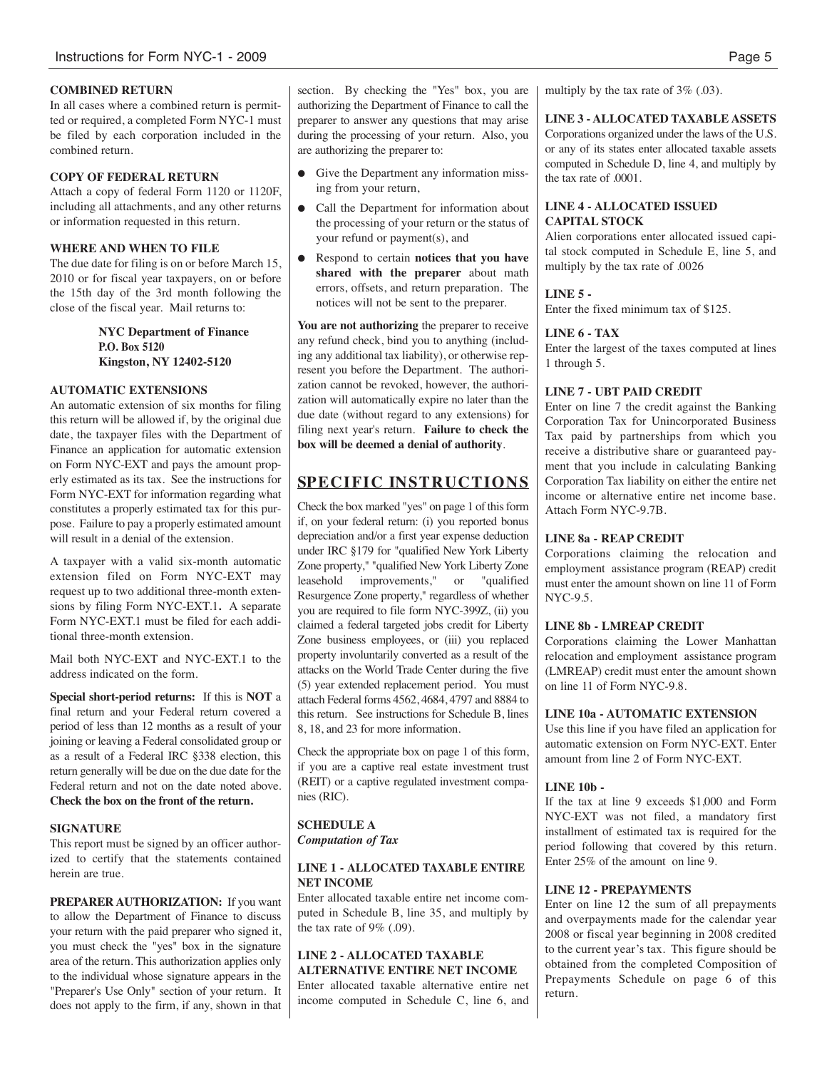### COMBINED RETURN

In all cases where a combined return is permitted or required, a completed Form NYC-1 must be filed by each corporation included in the combined return.

### COPY OF FEDERAL RETURN

Attach a copy of federal Form 1120 or 1120F, including all attachments, and any other returns or information requested in this return.

### WHERE AND WHEN TO FILE

The due date for filing is on or before March 15, 2010 or for fiscal year taxpayers, on or before the 15th day of the 3rd month following the close of the fiscal year. Mail returns to:

> **NYC Department of Finance**
> **P.O. Box 5120**
> **Kingston, NY 12402-5120**

### AUTOMATIC EXTENSIONS

An automatic extension of six months for filing this return will be allowed if, by the original due date, the taxpayer files with the Department of Finance an application for automatic extension on Form NYC-EXT and pays the amount properly estimated as its tax. See the instructions for Form NYC-EXT for information regarding what constitutes a properly estimated tax for this purpose. Failure to pay a properly estimated amount will result in a denial of the extension.

A taxpayer with a valid six-month automatic extension filed on Form NYC-EXT may request up to two additional three-month extensions by filing Form NYC-EXT.1**.** A separate Form NYC-EXT.1 must be filed for each additional three-month extension.

Mail both NYC-EXT and NYC-EXT.1 to the address indicated on the form.

**Special short-period returns:** If this is **NOT** a final return and your Federal return covered a period of less than 12 months as a result of your joining or leaving a Federal consolidated group or as a result of a Federal IRC §338 election, this return generally will be due on the due date for the Federal return and not on the date noted above. **Check the box on the front of the return.**

### SIGNATURE

This report must be signed by an officer authorized to certify that the statements contained herein are true.

**PREPARER AUTHORIZATION:** If you want to allow the Department of Finance to discuss your return with the paid preparer who signed it, you must check the "yes" box in the signature area of the return. This authorization applies only to the individual whose signature appears in the "Preparer's Use Only" section of your return. It does not apply to the firm, if any, shown in that section. By checking the "Yes" box, you are authorizing the Department of Finance to call the preparer to answer any questions that may arise during the processing of your return. Also, you are authorizing the preparer to:

- Give the Department any information missing from your return,
- Call the Department for information about the processing of your return or the status of your refund or payment(s), and
- Respond to certain **notices that you have shared with the preparer** about math errors, offsets, and return preparation. The notices will not be sent to the preparer.

**You are not authorizing** the preparer to receive any refund check, bind you to anything (including any additional tax liability), or otherwise represent you before the Department. The authorization cannot be revoked, however, the authorization will automatically expire no later than the due date (without regard to any extensions) for filing next year's return. **Failure to check the box will be deemed a denial of authority**.

## SPECIFIC INSTRUCTIONS

Check the box marked "yes" on page 1 of this form if, on your federal return: (i) you reported bonus depreciation and/or a first year expense deduction under IRC §179 for "qualified New York Liberty Zone property," "qualified New York Liberty Zone leasehold improvements," or "qualified Resurgence Zone property," regardless of whether you are required to file form NYC-399Z, (ii) you claimed a federal targeted jobs credit for Liberty Zone business employees, or (iii) you replaced property involuntarily converted as a result of the attacks on the World Trade Center during the five (5) year extended replacement period. You must attach Federal forms 4562, 4684, 4797 and 8884 to this return. See instructions for Schedule B, lines 8, 18, and 23 for more information.

Check the appropriate box on page 1 of this form, if you are a captive real estate investment trust (REIT) or a captive regulated investment companies (RIC).

### SCHEDULE A
*Computation of Tax*

#### LINE 1 - ALLOCATED TAXABLE ENTIRE NET INCOME

Enter allocated taxable entire net income computed in Schedule B, line 35, and multiply by the tax rate of 9% (.09).

#### LINE 2 - ALLOCATED TAXABLE ALTERNATIVE ENTIRE NET INCOME

Enter allocated taxable alternative entire net income computed in Schedule C, line 6, and multiply by the tax rate of 3% (.03).

#### LINE 3 - ALLOCATED TAXABLE ASSETS

Corporations organized under the laws of the U.S. or any of its states enter allocated taxable assets computed in Schedule D, line 4, and multiply by the tax rate of .0001.

#### LINE 4 - ALLOCATED ISSUED CAPITAL STOCK

Alien corporations enter allocated issued capital stock computed in Schedule E, line 5, and multiply by the tax rate of .0026

#### LINE 5 -

Enter the fixed minimum tax of $125.

#### LINE 6 - TAX

Enter the largest of the taxes computed at lines 1 through 5.

#### LINE 7 - UBT PAID CREDIT

Enter on line 7 the credit against the Banking Corporation Tax for Unincorporated Business Tax paid by partnerships from which you receive a distributive share or guaranteed payment that you include in calculating Banking Corporation Tax liability on either the entire net income or alternative entire net income base. Attach Form NYC-9.7B.

#### LINE 8a - REAP CREDIT

Corporations claiming the relocation and employment assistance program (REAP) credit must enter the amount shown on line 11 of Form NYC-9.5.

#### LINE 8b - LMREAP CREDIT

Corporations claiming the Lower Manhattan relocation and employment assistance program (LMREAP) credit must enter the amount shown on line 11 of Form NYC-9.8.

#### LINE 10a - AUTOMATIC EXTENSION

Use this line if you have filed an application for automatic extension on Form NYC-EXT. Enter amount from line 2 of Form NYC-EXT.

#### LINE 10b -

If the tax at line 9 exceeds $1,000 and Form NYC-EXT was not filed, a mandatory first installment of estimated tax is required for the period following that covered by this return. Enter 25% of the amount on line 9.

#### LINE 12 - PREPAYMENTS

Enter on line 12 the sum of all prepayments and overpayments made for the calendar year 2008 or fiscal year beginning in 2008 credited to the current year's tax. This figure should be obtained from the completed Composition of Prepayments Schedule on page 6 of this return.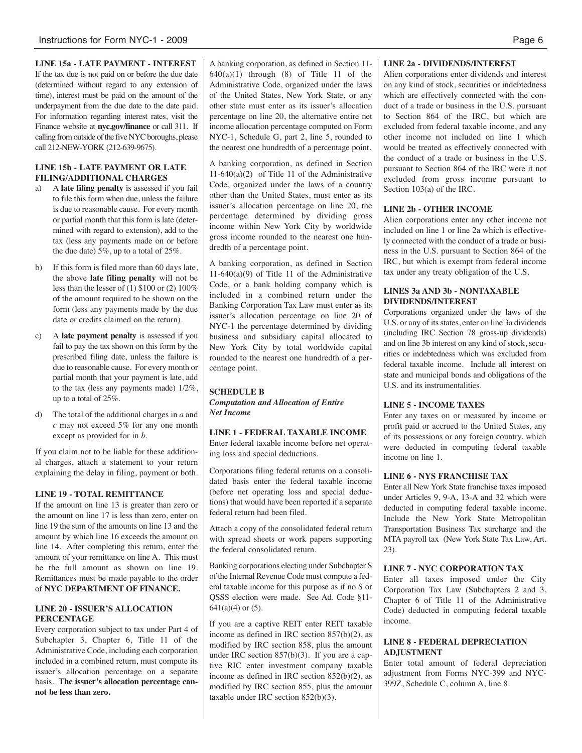### LINE 15a - LATE PAYMENT - INTEREST

If the tax due is not paid on or before the due date (determined without regard to any extension of time), interest must be paid on the amount of the underpayment from the due date to the date paid. For information regarding interest rates, visit the Finance website at **nyc.gov/finance** or call 311. If calling from outside of the five NYC boroughs, please call 212-NEW-YORK (212-639-9675).

### LINE 15b - LATE PAYMENT OR LATE FILING/ADDITIONAL CHARGES

a) A **late filing penalty** is assessed if you fail to file this form when due, unless the failure is due to reasonable cause. For every month or partial month that this form is late (determined with regard to extension), add to the tax (less any payments made on or before the due date) 5%, up to a total of 25%.

b) If this form is filed more than 60 days late, the above **late filing penalty** will not be less than the lesser of (1) $100 or (2) 100% of the amount required to be shown on the form (less any payments made by the due date or credits claimed on the return).

c) A **late payment penalty** is assessed if you fail to pay the tax shown on this form by the prescribed filing date, unless the failure is due to reasonable cause. For every month or partial month that your payment is late, add to the tax (less any payments made) 1/2%, up to a total of 25%.

d) The total of the additional charges in *a* and *c* may not exceed 5% for any one month except as provided for in *b*.

If you claim not to be liable for these additional charges, attach a statement to your return explaining the delay in filing, payment or both.

### LINE 19 - TOTAL REMITTANCE

If the amount on line 13 is greater than zero or the amount on line 17 is less than zero, enter on line 19 the sum of the amounts on line 13 and the amount by which line 16 exceeds the amount on line 14. After completing this return, enter the amount of your remittance on line A. This must be the full amount as shown on line 19. Remittances must be made payable to the order of **NYC DEPARTMENT OF FINANCE.**

### LINE 20 - ISSUER'S ALLOCATION PERCENTAGE

Every corporation subject to tax under Part 4 of Subchapter 3, Chapter 6, Title 11 of the Administrative Code, including each corporation included in a combined return, must compute its issuer's allocation percentage on a separate basis. **The issuer's allocation percentage cannot be less than zero.**

A banking corporation, as defined in Section 11-640(a)(1) through (8) of Title 11 of the Administrative Code, organized under the laws of the United States, New York State, or any other state must enter as its issuer's allocation percentage on line 20, the alternative entire net income allocation percentage computed on Form NYC-1, Schedule G, part 2, line 5, rounded to the nearest one hundredth of a percentage point.

A banking corporation, as defined in Section 11-640(a)(2) of Title 11 of the Administrative Code, organized under the laws of a country other than the United States, must enter as its issuer's allocation percentage on line 20, the percentage determined by dividing gross income within New York City by worldwide gross income rounded to the nearest one hundredth of a percentage point.

A banking corporation, as defined in Section 11-640(a)(9) of Title 11 of the Administrative Code, or a bank holding company which is included in a combined return under the Banking Corporation Tax Law must enter as its issuer's allocation percentage on line 20 of NYC-1 the percentage determined by dividing business and subsidiary capital allocated to New York City by total worldwide capital rounded to the nearest one hundredth of a percentage point.

## SCHEDULE B

***Computation and Allocation of Entire Net Income***

### LINE 1 - FEDERAL TAXABLE INCOME

Enter federal taxable income before net operating loss and special deductions.

Corporations filing federal returns on a consolidated basis enter the federal taxable income (before net operating loss and special deductions) that would have been reported if a separate federal return had been filed.

Attach a copy of the consolidated federal return with spread sheets or work papers supporting the federal consolidated return.

Banking corporations electing under Subchapter S of the Internal Revenue Code must compute a federal taxable income for this purpose as if no S or QSSS election were made. See Ad. Code §11-641(a)(4) or (5).

If you are a captive REIT enter REIT taxable income as defined in IRC section 857(b)(2), as modified by IRC section 858, plus the amount under IRC section 857(b)(3). If you are a captive RIC enter investment company taxable income as defined in IRC section 852(b)(2), as modified by IRC section 855, plus the amount taxable under IRC section 852(b)(3).

### LINE 2a - DIVIDENDS/INTEREST

Alien corporations enter dividends and interest on any kind of stock, securities or indebtedness which are effectively connected with the conduct of a trade or business in the U.S. pursuant to Section 864 of the IRC, but which are excluded from federal taxable income, and any other income not included on line 1 which would be treated as effectively connected with the conduct of a trade or business in the U.S. pursuant to Section 864 of the IRC were it not excluded from gross income pursuant to Section 103(a) of the IRC.

### LINE 2b - OTHER INCOME

Alien corporations enter any other income not included on line 1 or line 2a which is effectively connected with the conduct of a trade or business in the U.S. pursuant to Section 864 of the IRC, but which is exempt from federal income tax under any treaty obligation of the U.S.

### LINES 3a AND 3b - NONTAXABLE DIVIDENDS/INTEREST

Corporations organized under the laws of the U.S. or any of its states, enter on line 3a dividends (including IRC Section 78 gross-up dividends) and on line 3b interest on any kind of stock, securities or indebtedness which was excluded from federal taxable income. Include all interest on state and municipal bonds and obligations of the U.S. and its instrumentalities.

### LINE 5 - INCOME TAXES

Enter any taxes on or measured by income or profit paid or accrued to the United States, any of its possessions or any foreign country, which were deducted in computing federal taxable income on line 1.

### LINE 6 - NYS FRANCHISE TAX

Enter all New York State franchise taxes imposed under Articles 9, 9-A, 13-A and 32 which were deducted in computing federal taxable income. Include the New York State Metropolitan Transportation Business Tax surcharge and the MTA payroll tax (New York State Tax Law, Art. 23).

### LINE 7 - NYC CORPORATION TAX

Enter all taxes imposed under the City Corporation Tax Law (Subchapters 2 and 3, Chapter 6 of Title 11 of the Administrative Code) deducted in computing federal taxable income.

### LINE 8 - FEDERAL DEPRECIATION ADJUSTMENT

Enter total amount of federal depreciation adjustment from Forms NYC-399 and NYC-399Z, Schedule C, column A, line 8.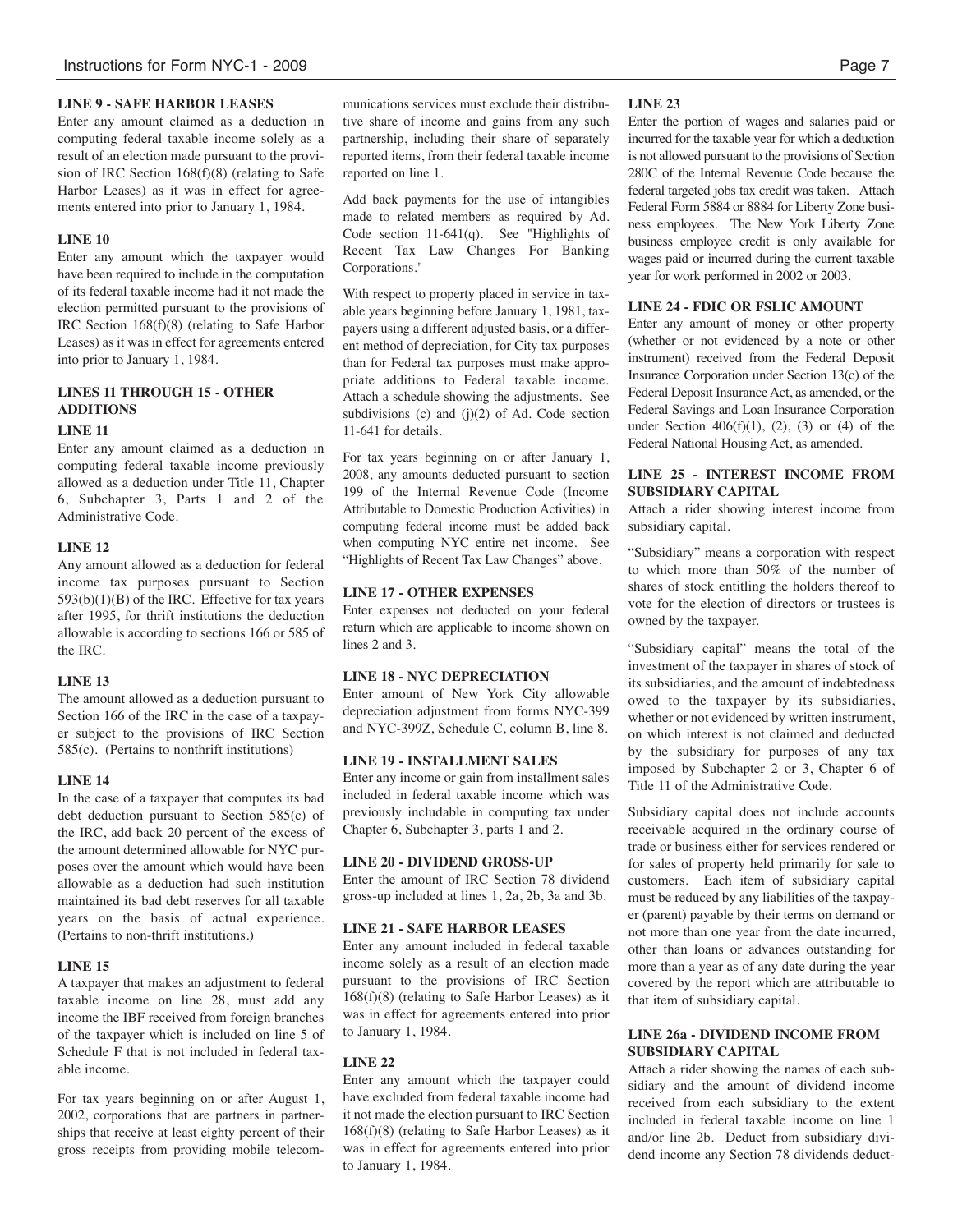### LINE 9 - SAFE HARBOR LEASES

Enter any amount claimed as a deduction in computing federal taxable income solely as a result of an election made pursuant to the provision of IRC Section 168(f)(8) (relating to Safe Harbor Leases) as it was in effect for agreements entered into prior to January 1, 1984.

### LINE 10

Enter any amount which the taxpayer would have been required to include in the computation of its federal taxable income had it not made the election permitted pursuant to the provisions of IRC Section 168(f)(8) (relating to Safe Harbor Leases) as it was in effect for agreements entered into prior to January 1, 1984.

### LINES 11 THROUGH 15 - OTHER ADDITIONS

### LINE 11

Enter any amount claimed as a deduction in computing federal taxable income previously allowed as a deduction under Title 11, Chapter 6, Subchapter 3, Parts 1 and 2 of the Administrative Code.

### LINE 12

Any amount allowed as a deduction for federal income tax purposes pursuant to Section 593(b)(1)(B) of the IRC. Effective for tax years after 1995, for thrift institutions the deduction allowable is according to sections 166 or 585 of the IRC.

### LINE 13

The amount allowed as a deduction pursuant to Section 166 of the IRC in the case of a taxpayer subject to the provisions of IRC Section 585(c). (Pertains to nonthrift institutions)

### LINE 14

In the case of a taxpayer that computes its bad debt deduction pursuant to Section 585(c) of the IRC, add back 20 percent of the excess of the amount determined allowable for NYC purposes over the amount which would have been allowable as a deduction had such institution maintained its bad debt reserves for all taxable years on the basis of actual experience. (Pertains to non-thrift institutions.)

### LINE 15

A taxpayer that makes an adjustment to federal taxable income on line 28, must add any income the IBF received from foreign branches of the taxpayer which is included on line 5 of Schedule F that is not included in federal taxable income.

For tax years beginning on or after August 1, 2002, corporations that are partners in partnerships that receive at least eighty percent of their gross receipts from providing mobile telecommunications services must exclude their distributive share of income and gains from any such partnership, including their share of separately reported items, from their federal taxable income reported on line 1.

Add back payments for the use of intangibles made to related members as required by Ad. Code section 11-641(q). See "Highlights of Recent Tax Law Changes For Banking Corporations."

With respect to property placed in service in taxable years beginning before January 1, 1981, taxpayers using a different adjusted basis, or a different method of depreciation, for City tax purposes than for Federal tax purposes must make appropriate additions to Federal taxable income. Attach a schedule showing the adjustments. See subdivisions (c) and (j)(2) of Ad. Code section 11-641 for details.

For tax years beginning on or after January 1, 2008, any amounts deducted pursuant to section 199 of the Internal Revenue Code (Income Attributable to Domestic Production Activities) in computing federal income must be added back when computing NYC entire net income. See "Highlights of Recent Tax Law Changes" above.

### LINE 17 - OTHER EXPENSES

Enter expenses not deducted on your federal return which are applicable to income shown on lines 2 and 3.

### LINE 18 - NYC DEPRECIATION

Enter amount of New York City allowable depreciation adjustment from forms NYC-399 and NYC-399Z, Schedule C, column B, line 8.

### LINE 19 - INSTALLMENT SALES

Enter any income or gain from installment sales included in federal taxable income which was previously includable in computing tax under Chapter 6, Subchapter 3, parts 1 and 2.

### LINE 20 - DIVIDEND GROSS-UP

Enter the amount of IRC Section 78 dividend gross-up included at lines 1, 2a, 2b, 3a and 3b.

### LINE 21 - SAFE HARBOR LEASES

Enter any amount included in federal taxable income solely as a result of an election made pursuant to the provisions of IRC Section 168(f)(8) (relating to Safe Harbor Leases) as it was in effect for agreements entered into prior to January 1, 1984.

### LINE 22

Enter any amount which the taxpayer could have excluded from federal taxable income had it not made the election pursuant to IRC Section 168(f)(8) (relating to Safe Harbor Leases) as it was in effect for agreements entered into prior to January 1, 1984.

### LINE 23

Enter the portion of wages and salaries paid or incurred for the taxable year for which a deduction is not allowed pursuant to the provisions of Section 280C of the Internal Revenue Code because the federal targeted jobs tax credit was taken. Attach Federal Form 5884 or 8884 for Liberty Zone business employees. The New York Liberty Zone business employee credit is only available for wages paid or incurred during the current taxable year for work performed in 2002 or 2003.

### LINE 24 - FDIC OR FSLIC AMOUNT

Enter any amount of money or other property (whether or not evidenced by a note or other instrument) received from the Federal Deposit Insurance Corporation under Section 13(c) of the Federal Deposit Insurance Act, as amended, or the Federal Savings and Loan Insurance Corporation under Section 406(f)(1), (2), (3) or (4) of the Federal National Housing Act, as amended.

### LINE 25 - INTEREST INCOME FROM SUBSIDIARY CAPITAL

Attach a rider showing interest income from subsidiary capital.

"Subsidiary" means a corporation with respect to which more than 50% of the number of shares of stock entitling the holders thereof to vote for the election of directors or trustees is owned by the taxpayer.

"Subsidiary capital" means the total of the investment of the taxpayer in shares of stock of its subsidiaries, and the amount of indebtedness owed to the taxpayer by its subsidiaries, whether or not evidenced by written instrument, on which interest is not claimed and deducted by the subsidiary for purposes of any tax imposed by Subchapter 2 or 3, Chapter 6 of Title 11 of the Administrative Code.

Subsidiary capital does not include accounts receivable acquired in the ordinary course of trade or business either for services rendered or for sales of property held primarily for sale to customers. Each item of subsidiary capital must be reduced by any liabilities of the taxpayer (parent) payable by their terms on demand or not more than one year from the date incurred, other than loans or advances outstanding for more than a year as of any date during the year covered by the report which are attributable to that item of subsidiary capital.

### LINE 26a - DIVIDEND INCOME FROM SUBSIDIARY CAPITAL

Attach a rider showing the names of each subsidiary and the amount of dividend income received from each subsidiary to the extent included in federal taxable income on line 1 and/or line 2b. Deduct from subsidiary dividend income any Section 78 dividends deduct-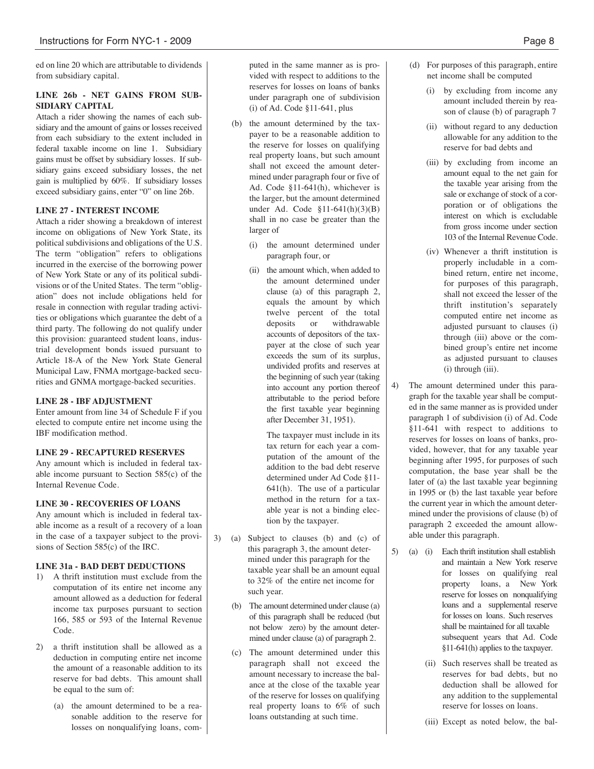ed on line 20 which are attributable to dividends from subsidiary capital.

**LINE 26b - NET GAINS FROM SUBSIDIARY CAPITAL**

Attach a rider showing the names of each subsidiary and the amount of gains or losses received from each subsidiary to the extent included in federal taxable income on line 1. Subsidiary gains must be offset by subsidiary losses. If subsidiary gains exceed subsidiary losses, the net gain is multiplied by 60%. If subsidiary losses exceed subsidiary gains, enter "0" on line 26b.

**LINE 27 - INTEREST INCOME**

Attach a rider showing a breakdown of interest income on obligations of New York State, its political subdivisions and obligations of the U.S. The term "obligation" refers to obligations incurred in the exercise of the borrowing power of New York State or any of its political subdivisions or of the United States. The term "obligation" does not include obligations held for resale in connection with regular trading activities or obligations which guarantee the debt of a third party. The following do not qualify under this provision: guaranteed student loans, industrial development bonds issued pursuant to Article 18-A of the New York State General Municipal Law, FNMA mortgage-backed securities and GNMA mortgage-backed securities.

**LINE 28 - IBF ADJUSTMENT**

Enter amount from line 34 of Schedule F if you elected to compute entire net income using the IBF modification method.

**LINE 29 - RECAPTURED RESERVES**

Any amount which is included in federal taxable income pursuant to Section 585(c) of the Internal Revenue Code.

**LINE 30 - RECOVERIES OF LOANS**

Any amount which is included in federal taxable income as a result of a recovery of a loan in the case of a taxpayer subject to the provisions of Section 585(c) of the IRC.

**LINE 31a - BAD DEBT DEDUCTIONS**

1) A thrift institution must exclude from the computation of its entire net income any amount allowed as a deduction for federal income tax purposes pursuant to section 166, 585 or 593 of the Internal Revenue Code.

2) a thrift institution shall be allowed as a deduction in computing entire net income the amount of a reasonable addition to its reserve for bad debts. This amount shall be equal to the sum of:

   (a) the amount determined to be a reasonable addition to the reserve for losses on nonqualifying loans, computed in the same manner as is provided with respect to additions to the reserves for losses on loans of banks under paragraph one of subdivision (i) of Ad. Code §11-641, plus

   (b) the amount determined by the taxpayer to be a reasonable addition to the reserve for losses on qualifying real property loans, but such amount shall not exceed the amount determined under paragraph four or five of Ad. Code §11-641(h), whichever is the larger, but the amount determined under Ad. Code §11-641(h)(3)(B) shall in no case be greater than the larger of

      (i) the amount determined under paragraph four, or

      (ii) the amount which, when added to the amount determined under clause (a) of this paragraph 2, equals the amount by which twelve percent of the total deposits or withdrawable accounts of depositors of the taxpayer at the close of such year exceeds the sum of its surplus, undivided profits and reserves at the beginning of such year (taking into account any portion thereof attributable to the period before the first taxable year beginning after December 31, 1951).

      The taxpayer must include in its tax return for each year a computation of the amount of the addition to the bad debt reserve determined under Ad Code §11-641(h). The use of a particular method in the return for a taxable year is not a binding election by the taxpayer.

3) (a) Subject to clauses (b) and (c) of this paragraph 3, the amount determined under this paragraph for the taxable year shall be an amount equal to 32% of the entire net income for such year.

   (b) The amount determined under clause (a) of this paragraph shall be reduced (but not below zero) by the amount determined under clause (a) of paragraph 2.

   (c) The amount determined under this paragraph shall not exceed the amount necessary to increase the balance at the close of the taxable year of the reserve for losses on qualifying real property loans to 6% of such loans outstanding at such time.

   (d) For purposes of this paragraph, entire net income shall be computed

      (i) by excluding from income any amount included therein by reason of clause (b) of paragraph 7

      (ii) without regard to any deduction allowable for any addition to the reserve for bad debts and

      (iii) by excluding from income an amount equal to the net gain for the taxable year arising from the sale or exchange of stock of a corporation or of obligations the interest on which is excludable from gross income under section 103 of the Internal Revenue Code.

      (iv) Whenever a thrift institution is properly includable in a combined return, entire net income, for purposes of this paragraph, shall not exceed the lesser of the thrift institution's separately computed entire net income as adjusted pursuant to clauses (i) through (iii) above or the combined group's entire net income as adjusted pursuant to clauses (i) through (iii).

4) The amount determined under this paragraph for the taxable year shall be computed in the same manner as is provided under paragraph 1 of subdivision (i) of Ad. Code §11-641 with respect to additions to reserves for losses on loans of banks, provided, however, that for any taxable year beginning after 1995, for purposes of such computation, the base year shall be the later of (a) the last taxable year beginning in 1995 or (b) the last taxable year before the current year in which the amount determined under the provisions of clause (b) of paragraph 2 exceeded the amount allowable under this paragraph.

5) (a) (i) Each thrift institution shall establish and maintain a New York reserve for losses on qualifying real property loans, a New York reserve for losses on nonqualifying loans and a supplemental reserve for losses on loans. Such reserves shall be maintained for all taxable subsequent years that Ad. Code §11-641(h) applies to the taxpayer.

      (ii) Such reserves shall be treated as reserves for bad debts, but no deduction shall be allowed for any addition to the supplemental reserve for losses on loans.

      (iii) Except as noted below, the bal-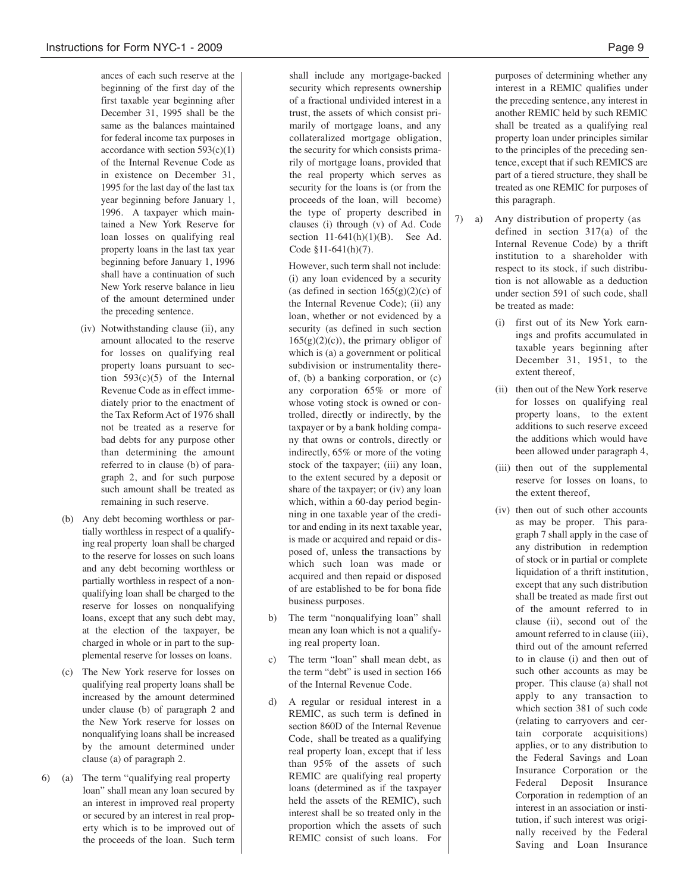ances of each such reserve at the beginning of the first day of the first taxable year beginning after December 31, 1995 shall be the same as the balances maintained for federal income tax purposes in accordance with section 593(c)(1) of the Internal Revenue Code as in existence on December 31, 1995 for the last day of the last tax year beginning before January 1, 1996. A taxpayer which maintained a New York Reserve for loan losses on qualifying real property loans in the last tax year beginning before January 1, 1996 shall have a continuation of such New York reserve balance in lieu of the amount determined under the preceding sentence.

(iv) Notwithstanding clause (ii), any amount allocated to the reserve for losses on qualifying real property loans pursuant to section 593(c)(5) of the Internal Revenue Code as in effect immediately prior to the enactment of the Tax Reform Act of 1976 shall not be treated as a reserve for bad debts for any purpose other than determining the amount referred to in clause (b) of paragraph 2, and for such purpose such amount shall be treated as remaining in such reserve.

(b) Any debt becoming worthless or partially worthless in respect of a qualifying real property loan shall be charged to the reserve for losses on such loans and any debt becoming worthless or partially worthless in respect of a nonqualifying loan shall be charged to the reserve for losses on nonqualifying loans, except that any such debt may, at the election of the taxpayer, be charged in whole or in part to the supplemental reserve for losses on loans.

(c) The New York reserve for losses on qualifying real property loans shall be increased by the amount determined under clause (b) of paragraph 2 and the New York reserve for losses on nonqualifying loans shall be increased by the amount determined under clause (a) of paragraph 2.

6) (a) The term "qualifying real property loan" shall mean any loan secured by an interest in improved real property or secured by an interest in real property which is to be improved out of the proceeds of the loan. Such term shall include any mortgage-backed security which represents ownership of a fractional undivided interest in a trust, the assets of which consist primarily of mortgage loans, and any collateralized mortgage obligation, the security for which consists primarily of mortgage loans, provided that the real property which serves as security for the loans is (or from the proceeds of the loan, will become) the type of property described in clauses (i) through (v) of Ad. Code section 11-641(h)(1)(B). See Ad. Code §11-641(h)(7).

However, such term shall not include: (i) any loan evidenced by a security (as defined in section 165(g)(2)(c) of the Internal Revenue Code); (ii) any loan, whether or not evidenced by a security (as defined in such section 165(g)(2)(c)), the primary obligor of which is (a) a government or political subdivision or instrumentality thereof, (b) a banking corporation, or (c) any corporation 65% or more of whose voting stock is owned or controlled, directly or indirectly, by the taxpayer or by a bank holding company that owns or controls, directly or indirectly, 65% or more of the voting stock of the taxpayer; (iii) any loan, to the extent secured by a deposit or share of the taxpayer; or (iv) any loan which, within a 60-day period beginning in one taxable year of the creditor and ending in its next taxable year, is made or acquired and repaid or disposed of, unless the transactions by which such loan was made or acquired and then repaid or disposed of are established to be for bona fide business purposes.

b) The term "nonqualifying loan" shall mean any loan which is not a qualifying real property loan.

c) The term "loan" shall mean debt, as the term "debt" is used in section 166 of the Internal Revenue Code.

d) A regular or residual interest in a REMIC, as such term is defined in section 860D of the Internal Revenue Code, shall be treated as a qualifying real property loan, except that if less than 95% of the assets of such REMIC are qualifying real property loans (determined as if the taxpayer held the assets of the REMIC), such interest shall be so treated only in the proportion which the assets of such REMIC consist of such loans. For purposes of determining whether any interest in a REMIC qualifies under the preceding sentence, any interest in another REMIC held by such REMIC shall be treated as a qualifying real property loan under principles similar to the principles of the preceding sentence, except that if such REMICS are part of a tiered structure, they shall be treated as one REMIC for purposes of this paragraph.

7) a) Any distribution of property (as defined in section 317(a) of the Internal Revenue Code) by a thrift institution to a shareholder with respect to its stock, if such distribution is not allowable as a deduction under section 591 of such code, shall be treated as made:

(i) first out of its New York earnings and profits accumulated in taxable years beginning after December 31, 1951, to the extent thereof,

(ii) then out of the New York reserve for losses on qualifying real property loans, to the extent additions to such reserve exceed the additions which would have been allowed under paragraph 4,

(iii) then out of the supplemental reserve for losses on loans, to the extent thereof,

(iv) then out of such other accounts as may be proper. This paragraph 7 shall apply in the case of any distribution in redemption of stock or in partial or complete liquidation of a thrift institution, except that any such distribution shall be treated as made first out of the amount referred to in clause (ii), second out of the amount referred to in clause (iii), third out of the amount referred to in clause (i) and then out of such other accounts as may be proper. This clause (a) shall not apply to any transaction to which section 381 of such code (relating to carryovers and certain corporate acquisitions) applies, or to any distribution to the Federal Savings and Loan Insurance Corporation or the Federal Deposit Insurance Corporation in redemption of an interest in an association or institution, if such interest was originally received by the Federal Saving and Loan Insurance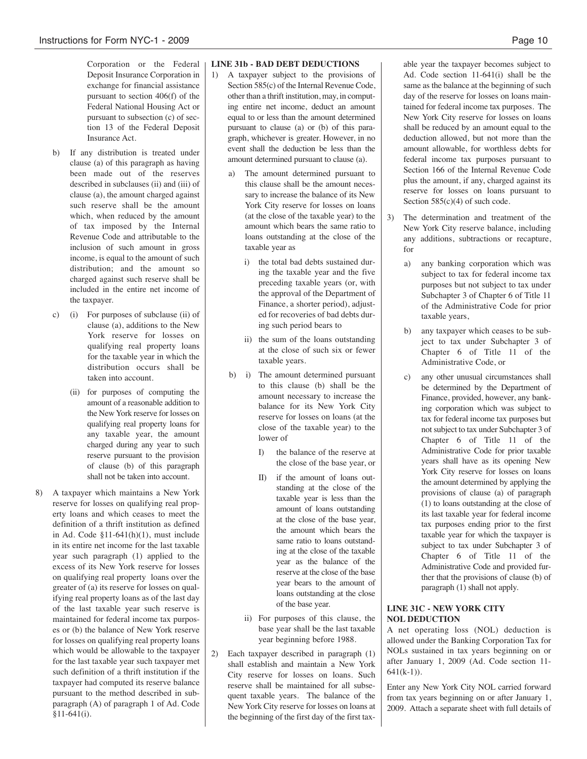Corporation or the Federal Deposit Insurance Corporation in exchange for financial assistance pursuant to section 406(f) of the Federal National Housing Act or pursuant to subsection (c) of section 13 of the Federal Deposit Insurance Act.

b) If any distribution is treated under clause (a) of this paragraph as having been made out of the reserves described in subclauses (ii) and (iii) of clause (a), the amount charged against such reserve shall be the amount which, when reduced by the amount of tax imposed by the Internal Revenue Code and attributable to the inclusion of such amount in gross income, is equal to the amount of such distribution; and the amount so charged against such reserve shall be included in the entire net income of the taxpayer.

c) (i) For purposes of subclause (ii) of clause (a), additions to the New York reserve for losses on qualifying real property loans for the taxable year in which the distribution occurs shall be taken into account.

(ii) for purposes of computing the amount of a reasonable addition to the New York reserve for losses on qualifying real property loans for any taxable year, the amount charged during any year to such reserve pursuant to the provision of clause (b) of this paragraph shall not be taken into account.

8) A taxpayer which maintains a New York reserve for losses on qualifying real property loans and which ceases to meet the definition of a thrift institution as defined in Ad. Code §11-641(h)(1), must include in its entire net income for the last taxable year such paragraph (1) applied to the excess of its New York reserve for losses on qualifying real property loans over the greater of (a) its reserve for losses on qualifying real property loans as of the last day of the last taxable year such reserve is maintained for federal income tax purposes or (b) the balance of New York reserve for losses on qualifying real property loans which would be allowable to the taxpayer for the last taxable year such taxpayer met such definition of a thrift institution if the taxpayer had computed its reserve balance pursuant to the method described in subparagraph (A) of paragraph 1 of Ad. Code §11-641(i).

**LINE 31b - BAD DEBT DEDUCTIONS**

1) A taxpayer subject to the provisions of Section 585(c) of the Internal Revenue Code, other than a thrift institution, may, in computing entire net income, deduct an amount equal to or less than the amount determined pursuant to clause (a) or (b) of this paragraph, whichever is greater. However, in no event shall the deduction be less than the amount determined pursuant to clause (a).

   a) The amount determined pursuant to this clause shall be the amount necessary to increase the balance of its New York City reserve for losses on loans (at the close of the taxable year) to the amount which bears the same ratio to loans outstanding at the close of the taxable year as

      i) the total bad debts sustained during the taxable year and the five preceding taxable years (or, with the approval of the Department of Finance, a shorter period), adjusted for recoveries of bad debts during such period bears to

      ii) the sum of the loans outstanding at the close of such six or fewer taxable years.

   b) i) The amount determined pursuant to this clause (b) shall be the amount necessary to increase the balance for its New York City reserve for losses on loans (at the close of the taxable year) to the lower of

         I) the balance of the reserve at the close of the base year, or

         II) if the amount of loans outstanding at the close of the taxable year is less than the amount of loans outstanding at the close of the base year, the amount which bears the same ratio to loans outstanding at the close of the taxable year as the balance of the reserve at the close of the base year bears to the amount of loans outstanding at the close of the base year.

      ii) For purposes of this clause, the base year shall be the last taxable year beginning before 1988.

2) Each taxpayer described in paragraph (1) shall establish and maintain a New York City reserve for losses on loans. Such reserve shall be maintained for all subsequent taxable years. The balance of the New York City reserve for losses on loans at the beginning of the first day of the first taxable year the taxpayer becomes subject to Ad. Code section 11-641(i) shall be the same as the balance at the beginning of such day of the reserve for losses on loans maintained for federal income tax purposes. The New York City reserve for losses on loans shall be reduced by an amount equal to the deduction allowed, but not more than the amount allowable, for worthless debts for federal income tax purposes pursuant to Section 166 of the Internal Revenue Code plus the amount, if any, charged against its reserve for losses on loans pursuant to Section 585(c)(4) of such code.

3) The determination and treatment of the New York City reserve balance, including any additions, subtractions or recapture, for

   a) any banking corporation which was subject to tax for federal income tax purposes but not subject to tax under Subchapter 3 of Chapter 6 of Title 11 of the Administrative Code for prior taxable years,

   b) any taxpayer which ceases to be subject to tax under Subchapter 3 of Chapter 6 of Title 11 of the Administrative Code, or

   c) any other unusual circumstances shall be determined by the Department of Finance, provided, however, any banking corporation which was subject to tax for federal income tax purposes but not subject to tax under Subchapter 3 of Chapter 6 of Title 11 of the Administrative Code for prior taxable years shall have as its opening New York City reserve for losses on loans the amount determined by applying the provisions of clause (a) of paragraph (1) to loans outstanding at the close of its last taxable year for federal income tax purposes ending prior to the first taxable year for which the taxpayer is subject to tax under Subchapter 3 of Chapter 6 of Title 11 of the Administrative Code and provided further that the provisions of clause (b) of paragraph (1) shall not apply.

**LINE 31C - NEW YORK CITY NOL DEDUCTION**

A net operating loss (NOL) deduction is allowed under the Banking Corporation Tax for NOLs sustained in tax years beginning on or after January 1, 2009 (Ad. Code section 11-641(k-1)).

Enter any New York City NOL carried forward from tax years beginning on or after January 1, 2009. Attach a separate sheet with full details of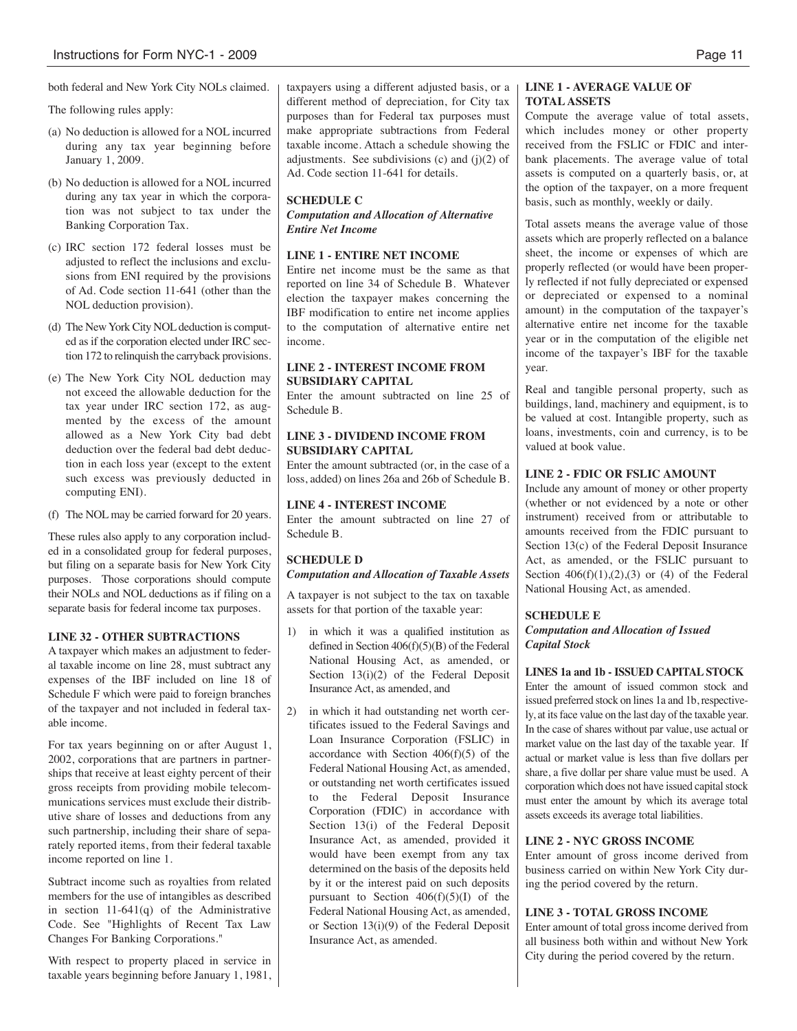both federal and New York City NOLs claimed.

The following rules apply:

(a) No deduction is allowed for a NOL incurred during any tax year beginning before January 1, 2009.

(b) No deduction is allowed for a NOL incurred during any tax year in which the corporation was not subject to tax under the Banking Corporation Tax.

(c) IRC section 172 federal losses must be adjusted to reflect the inclusions and exclusions from ENI required by the provisions of Ad. Code section 11-641 (other than the NOL deduction provision).

(d) The New York City NOL deduction is computed as if the corporation elected under IRC section 172 to relinquish the carryback provisions.

(e) The New York City NOL deduction may not exceed the allowable deduction for the tax year under IRC section 172, as augmented by the excess of the amount allowed as a New York City bad debt deduction over the federal bad debt deduction in each loss year (except to the extent such excess was previously deducted in computing ENI).

(f) The NOL may be carried forward for 20 years.

These rules also apply to any corporation included in a consolidated group for federal purposes, but filing on a separate basis for New York City purposes. Those corporations should compute their NOLs and NOL deductions as if filing on a separate basis for federal income tax purposes.

**LINE 32 - OTHER SUBTRACTIONS**

A taxpayer which makes an adjustment to federal taxable income on line 28, must subtract any expenses of the IBF included on line 18 of Schedule F which were paid to foreign branches of the taxpayer and not included in federal taxable income.

For tax years beginning on or after August 1, 2002, corporations that are partners in partnerships that receive at least eighty percent of their gross receipts from providing mobile telecommunications services must exclude their distributive share of losses and deductions from any such partnership, including their share of separately reported items, from their federal taxable income reported on line 1.

Subtract income such as royalties from related members for the use of intangibles as described in section 11-641(q) of the Administrative Code. See "Highlights of Recent Tax Law Changes For Banking Corporations."

With respect to property placed in service in taxable years beginning before January 1, 1981, taxpayers using a different adjusted basis, or a different method of depreciation, for City tax purposes than for Federal tax purposes must make appropriate subtractions from Federal taxable income. Attach a schedule showing the adjustments. See subdivisions (c) and (j)(2) of Ad. Code section 11-641 for details.

## SCHEDULE C

***Computation and Allocation of Alternative Entire Net Income***

**LINE 1 - ENTIRE NET INCOME**

Entire net income must be the same as that reported on line 34 of Schedule B. Whatever election the taxpayer makes concerning the IBF modification to entire net income applies to the computation of alternative entire net income.

**LINE 2 - INTEREST INCOME FROM SUBSIDIARY CAPITAL**

Enter the amount subtracted on line 25 of Schedule B.

**LINE 3 - DIVIDEND INCOME FROM SUBSIDIARY CAPITAL**

Enter the amount subtracted (or, in the case of a loss, added) on lines 26a and 26b of Schedule B.

**LINE 4 - INTEREST INCOME**

Enter the amount subtracted on line 27 of Schedule B.

## SCHEDULE D

***Computation and Allocation of Taxable Assets***

A taxpayer is not subject to the tax on taxable assets for that portion of the taxable year:

1) in which it was a qualified institution as defined in Section 406(f)(5)(B) of the Federal National Housing Act, as amended, or Section 13(i)(2) of the Federal Deposit Insurance Act, as amended, and

2) in which it had outstanding net worth certificates issued to the Federal Savings and Loan Insurance Corporation (FSLIC) in accordance with Section 406(f)(5) of the Federal National Housing Act, as amended, or outstanding net worth certificates issued to the Federal Deposit Insurance Corporation (FDIC) in accordance with Section 13(i) of the Federal Deposit Insurance Act, as amended, provided it would have been exempt from any tax determined on the basis of the deposits held by it or the interest paid on such deposits pursuant to Section 406(f)(5)(I) of the Federal National Housing Act, as amended, or Section 13(i)(9) of the Federal Deposit Insurance Act, as amended.

**LINE 1 - AVERAGE VALUE OF TOTAL ASSETS**

Compute the average value of total assets, which includes money or other property received from the FSLIC or FDIC and interbank placements. The average value of total assets is computed on a quarterly basis, or, at the option of the taxpayer, on a more frequent basis, such as monthly, weekly or daily.

Total assets means the average value of those assets which are properly reflected on a balance sheet, the income or expenses of which are properly reflected (or would have been properly reflected if not fully depreciated or expensed or depreciated or expensed to a nominal amount) in the computation of the taxpayer's alternative entire net income for the taxable year or in the computation of the eligible net income of the taxpayer's IBF for the taxable year.

Real and tangible personal property, such as buildings, land, machinery and equipment, is to be valued at cost. Intangible property, such as loans, investments, coin and currency, is to be valued at book value.

**LINE 2 - FDIC OR FSLIC AMOUNT**

Include any amount of money or other property (whether or not evidenced by a note or other instrument) received from or attributable to amounts received from the FDIC pursuant to Section 13(c) of the Federal Deposit Insurance Act, as amended, or the FSLIC pursuant to Section 406(f)(1),(2),(3) or (4) of the Federal National Housing Act, as amended.

## SCHEDULE E

***Computation and Allocation of Issued Capital Stock***

**LINES 1a and 1b - ISSUED CAPITAL STOCK**

Enter the amount of issued common stock and issued preferred stock on lines 1a and 1b, respectively, at its face value on the last day of the taxable year. In the case of shares without par value, use actual or market value on the last day of the taxable year. If actual or market value is less than five dollars per share, a five dollar per share value must be used. A corporation which does not have issued capital stock must enter the amount by which its average total assets exceeds its average total liabilities.

**LINE 2 - NYC GROSS INCOME**

Enter amount of gross income derived from business carried on within New York City during the period covered by the return.

**LINE 3 - TOTAL GROSS INCOME**

Enter amount of total gross income derived from all business both within and without New York City during the period covered by the return.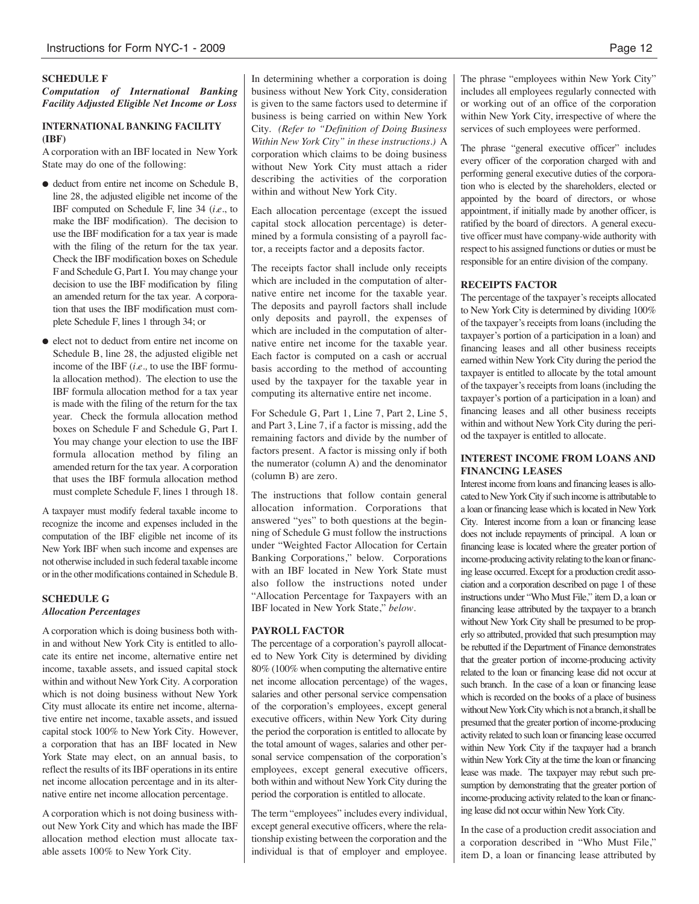### SCHEDULE F

***Computation of International Banking Facility Adjusted Eligible Net Income or Loss***

#### INTERNATIONAL BANKING FACILITY (IBF)

A corporation with an IBF located in New York State may do one of the following:

- deduct from entire net income on Schedule B, line 28, the adjusted eligible net income of the IBF computed on Schedule F, line 34 (*i.e*., to make the IBF modification). The decision to use the IBF modification for a tax year is made with the filing of the return for the tax year. Check the IBF modification boxes on Schedule F and Schedule G, Part I. You may change your decision to use the IBF modification by filing an amended return for the tax year. A corporation that uses the IBF modification must complete Schedule F, lines 1 through 34; or
- elect not to deduct from entire net income on Schedule B, line 28, the adjusted eligible net income of the IBF (*i.e.,* to use the IBF formula allocation method). The election to use the IBF formula allocation method for a tax year is made with the filing of the return for the tax year. Check the formula allocation method boxes on Schedule F and Schedule G, Part I. You may change your election to use the IBF formula allocation method by filing an amended return for the tax year. A corporation that uses the IBF formula allocation method must complete Schedule F, lines 1 through 18.

A taxpayer must modify federal taxable income to recognize the income and expenses included in the computation of the IBF eligible net income of its New York IBF when such income and expenses are not otherwise included in such federal taxable income or in the other modifications contained in Schedule B.

### SCHEDULE G

***Allocation Percentages***

A corporation which is doing business both within and without New York City is entitled to allocate its entire net income, alternative entire net income, taxable assets, and issued capital stock within and without New York City. A corporation which is not doing business without New York City must allocate its entire net income, alternative entire net income, taxable assets, and issued capital stock 100% to New York City. However, a corporation that has an IBF located in New York State may elect, on an annual basis, to reflect the results of its IBF operations in its entire net income allocation percentage and in its alternative entire net income allocation percentage.

A corporation which is not doing business without New York City and which has made the IBF allocation method election must allocate taxable assets 100% to New York City.

In determining whether a corporation is doing business without New York City, consideration is given to the same factors used to determine if business is being carried on within New York City. *(Refer to "Definition of Doing Business Within New York City" in these instructions.)* A corporation which claims to be doing business without New York City must attach a rider describing the activities of the corporation within and without New York City.

Each allocation percentage (except the issued capital stock allocation percentage) is determined by a formula consisting of a payroll factor, a receipts factor and a deposits factor.

The receipts factor shall include only receipts which are included in the computation of alternative entire net income for the taxable year. The deposits and payroll factors shall include only deposits and payroll, the expenses of which are included in the computation of alternative entire net income for the taxable year. Each factor is computed on a cash or accrual basis according to the method of accounting used by the taxpayer for the taxable year in computing its alternative entire net income.

For Schedule G, Part 1, Line 7, Part 2, Line 5, and Part 3, Line 7, if a factor is missing, add the remaining factors and divide by the number of factors present. A factor is missing only if both the numerator (column A) and the denominator (column B) are zero.

The instructions that follow contain general allocation information. Corporations that answered "yes" to both questions at the beginning of Schedule G must follow the instructions under "Weighted Factor Allocation for Certain Banking Corporations," below. Corporations with an IBF located in New York State must also follow the instructions noted under "Allocation Percentage for Taxpayers with an IBF located in New York State," *below*.

#### PAYROLL FACTOR

The percentage of a corporation's payroll allocated to New York City is determined by dividing 80% (100% when computing the alternative entire net income allocation percentage) of the wages, salaries and other personal service compensation of the corporation's employees, except general executive officers, within New York City during the period the corporation is entitled to allocate by the total amount of wages, salaries and other personal service compensation of the corporation's employees, except general executive officers, both within and without New York City during the period the corporation is entitled to allocate.

The term "employees" includes every individual, except general executive officers, where the relationship existing between the corporation and the individual is that of employer and employee. The phrase "employees within New York City" includes all employees regularly connected with or working out of an office of the corporation within New York City, irrespective of where the services of such employees were performed.

The phrase "general executive officer" includes every officer of the corporation charged with and performing general executive duties of the corporation who is elected by the shareholders, elected or appointed by the board of directors, or whose appointment, if initially made by another officer, is ratified by the board of directors. A general executive officer must have company-wide authority with respect to his assigned functions or duties or must be responsible for an entire division of the company.

#### RECEIPTS FACTOR

The percentage of the taxpayer's receipts allocated to New York City is determined by dividing 100% of the taxpayer's receipts from loans (including the taxpayer's portion of a participation in a loan) and financing leases and all other business receipts earned within New York City during the period the taxpayer is entitled to allocate by the total amount of the taxpayer's receipts from loans (including the taxpayer's portion of a participation in a loan) and financing leases and all other business receipts within and without New York City during the period the taxpayer is entitled to allocate.

#### INTEREST INCOME FROM LOANS AND FINANCING LEASES

Interest income from loans and financing leases is allocated to New York City if such income is attributable to a loan or financing lease which is located in New York City. Interest income from a loan or financing lease does not include repayments of principal. A loan or financing lease is located where the greater portion of income-producing activity relating to the loan or financing lease occurred. Except for a production credit association and a corporation described on page 1 of these instructions under "Who Must File," item D, a loan or financing lease attributed by the taxpayer to a branch without New York City shall be presumed to be properly so attributed, provided that such presumption may be rebutted if the Department of Finance demonstrates that the greater portion of income-producing activity related to the loan or financing lease did not occur at such branch. In the case of a loan or financing lease which is recorded on the books of a place of business without New York City which is not a branch, it shall be presumed that the greater portion of income-producing activity related to such loan or financing lease occurred within New York City if the taxpayer had a branch within New York City at the time the loan or financing lease was made. The taxpayer may rebut such presumption by demonstrating that the greater portion of income-producing activity related to the loan or financing lease did not occur within New York City.

In the case of a production credit association and a corporation described in "Who Must File," item D, a loan or financing lease attributed by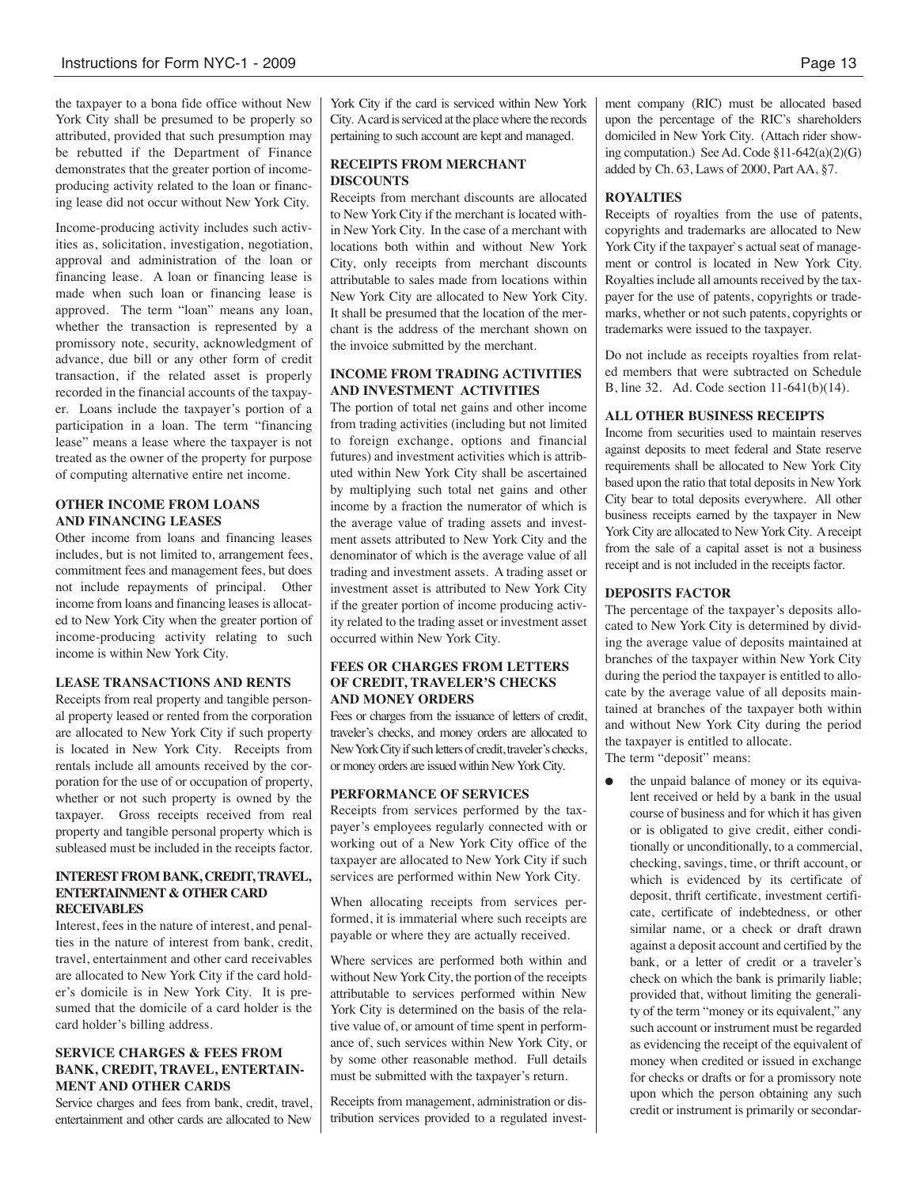the taxpayer to a bona fide office without New York City shall be presumed to be properly so attributed, provided that such presumption may be rebutted if the Department of Finance demonstrates that the greater portion of income-producing activity related to the loan or financing lease did not occur without New York City.

Income-producing activity includes such activities as, solicitation, investigation, negotiation, approval and administration of the loan or financing lease. A loan or financing lease is made when such loan or financing lease is approved. The term "loan" means any loan, whether the transaction is represented by a promissory note, security, acknowledgment of advance, due bill or any other form of credit transaction, if the related asset is properly recorded in the financial accounts of the taxpayer. Loans include the taxpayer's portion of a participation in a loan. The term "financing lease" means a lease where the taxpayer is not treated as the owner of the property for purpose of computing alternative entire net income.

**OTHER INCOME FROM LOANS AND FINANCING LEASES**

Other income from loans and financing leases includes, but is not limited to, arrangement fees, commitment fees and management fees, but does not include repayments of principal. Other income from loans and financing leases is allocated to New York City when the greater portion of income-producing activity relating to such income is within New York City.

**LEASE TRANSACTIONS AND RENTS**

Receipts from real property and tangible personal property leased or rented from the corporation are allocated to New York City if such property is located in New York City. Receipts from rentals include all amounts received by the corporation for the use of or occupation of property, whether or not such property is owned by the taxpayer. Gross receipts received from real property and tangible personal property which is subleased must be included in the receipts factor.

**INTEREST FROM BANK, CREDIT, TRAVEL, ENTERTAINMENT & OTHER CARD RECEIVABLES**

Interest, fees in the nature of interest, and penalties in the nature of interest from bank, credit, travel, entertainment and other card receivables are allocated to New York City if the card holder's domicile is in New York City. It is presumed that the domicile of a card holder is the card holder's billing address.

**SERVICE CHARGES & FEES FROM BANK, CREDIT, TRAVEL, ENTERTAINMENT AND OTHER CARDS**

Service charges and fees from bank, credit, travel, entertainment and other cards are allocated to New York City if the card is serviced within New York City. A card is serviced at the place where the records pertaining to such account are kept and managed.

**RECEIPTS FROM MERCHANT DISCOUNTS**

Receipts from merchant discounts are allocated to New York City if the merchant is located within New York City. In the case of a merchant with locations both within and without New York City, only receipts from merchant discounts attributable to sales made from locations within New York City are allocated to New York City. It shall be presumed that the location of the merchant is the address of the merchant shown on the invoice submitted by the merchant.

**INCOME FROM TRADING ACTIVITIES AND INVESTMENT ACTIVITIES**

The portion of total net gains and other income from trading activities (including but not limited to foreign exchange, options and financial futures) and investment activities which is attributed within New York City shall be ascertained by multiplying such total net gains and other income by a fraction the numerator of which is the average value of trading assets and investment assets attributed to New York City and the denominator of which is the average value of all trading and investment assets. A trading asset or investment asset is attributed to New York City if the greater portion of income producing activity related to the trading asset or investment asset occurred within New York City.

**FEES OR CHARGES FROM LETTERS OF CREDIT, TRAVELER'S CHECKS AND MONEY ORDERS**

Fees or charges from the issuance of letters of credit, traveler's checks, and money orders are allocated to New York City if such letters of credit, traveler's checks, or money orders are issued within New York City.

**PERFORMANCE OF SERVICES**

Receipts from services performed by the taxpayer's employees regularly connected with or working out of a New York City office of the taxpayer are allocated to New York City if such services are performed within New York City.

When allocating receipts from services performed, it is immaterial where such receipts are payable or where they are actually received.

Where services are performed both within and without New York City, the portion of the receipts attributable to services performed within New York City is determined on the basis of the relative value of, or amount of time spent in performance of, such services within New York City, or by some other reasonable method. Full details must be submitted with the taxpayer's return.

Receipts from management, administration or distribution services provided to a regulated investment company (RIC) must be allocated based upon the percentage of the RIC's shareholders domiciled in New York City. (Attach rider showing computation.) See Ad. Code §11-642(a)(2)(G) added by Ch. 63, Laws of 2000, Part AA, §7.

**ROYALTIES**

Receipts of royalties from the use of patents, copyrights and trademarks are allocated to New York City if the taxpayer`s actual seat of management or control is located in New York City. Royalties include all amounts received by the taxpayer for the use of patents, copyrights or trademarks, whether or not such patents, copyrights or trademarks were issued to the taxpayer.

Do not include as receipts royalties from related members that were subtracted on Schedule B, line 32. Ad. Code section 11-641(b)(14).

**ALL OTHER BUSINESS RECEIPTS**

Income from securities used to maintain reserves against deposits to meet federal and State reserve requirements shall be allocated to New York City based upon the ratio that total deposits in New York City bear to total deposits everywhere. All other business receipts earned by the taxpayer in New York City are allocated to New York City. A receipt from the sale of a capital asset is not a business receipt and is not included in the receipts factor.

**DEPOSITS FACTOR**

The percentage of the taxpayer's deposits allocated to New York City is determined by dividing the average value of deposits maintained at branches of the taxpayer within New York City during the period the taxpayer is entitled to allocate by the average value of all deposits maintained at branches of the taxpayer both within and without New York City during the period the taxpayer is entitled to allocate.

The term "deposit" means:

- the unpaid balance of money or its equivalent received or held by a bank in the usual course of business and for which it has given or is obligated to give credit, either conditionally or unconditionally, to a commercial, checking, savings, time, or thrift account, or which is evidenced by its certificate of deposit, thrift certificate, investment certificate, certificate of indebtedness, or other similar name, or a check or draft drawn against a deposit account and certified by the bank, or a letter of credit or a traveler's check on which the bank is primarily liable; provided that, without limiting the generality of the term "money or its equivalent," any such account or instrument must be regarded as evidencing the receipt of the equivalent of money when credited or issued in exchange for checks or drafts or for a promissory note upon which the person obtaining any such credit or instrument is primarily or secondar-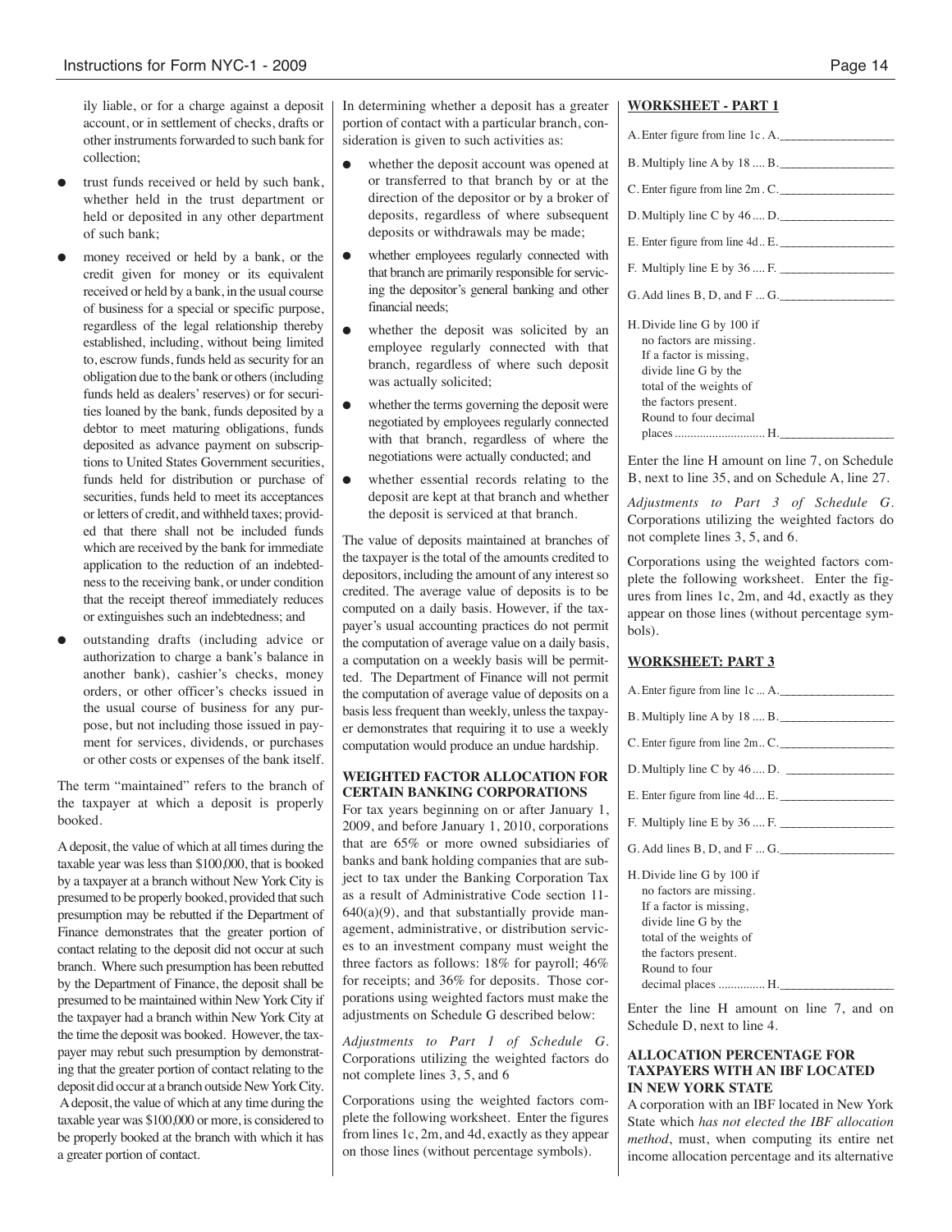ily liable, or for a charge against a deposit account, or in settlement of checks, drafts or other instruments forwarded to such bank for collection;

- trust funds received or held by such bank, whether held in the trust department or held or deposited in any other department of such bank;
- money received or held by a bank, or the credit given for money or its equivalent received or held by a bank, in the usual course of business for a special or specific purpose, regardless of the legal relationship thereby established, including, without being limited to, escrow funds, funds held as security for an obligation due to the bank or others (including funds held as dealers' reserves) or for securities loaned by the bank, funds deposited by a debtor to meet maturing obligations, funds deposited as advance payment on subscriptions to United States Government securities, funds held for distribution or purchase of securities, funds held to meet its acceptances or letters of credit, and withheld taxes; provided that there shall not be included funds which are received by the bank for immediate application to the reduction of an indebtedness to the receiving bank, or under condition that the receipt thereof immediately reduces or extinguishes such an indebtedness; and
- outstanding drafts (including advice or authorization to charge a bank's balance in another bank), cashier's checks, money orders, or other officer's checks issued in the usual course of business for any purpose, but not including those issued in payment for services, dividends, or purchases or other costs or expenses of the bank itself.

The term "maintained" refers to the branch of the taxpayer at which a deposit is properly booked.

A deposit, the value of which at all times during the taxable year was less than $100,000, that is booked by a taxpayer at a branch without New York City is presumed to be properly booked, provided that such presumption may be rebutted if the Department of Finance demonstrates that the greater portion of contact relating to the deposit did not occur at such branch. Where such presumption has been rebutted by the Department of Finance, the deposit shall be presumed to be maintained within New York City if the taxpayer had a branch within New York City at the time the deposit was booked. However, the taxpayer may rebut such presumption by demonstrating that the greater portion of contact relating to the deposit did occur at a branch outside New York City. A deposit, the value of which at any time during the taxable year was $100,000 or more, is considered to be properly booked at the branch with which it has a greater portion of contact.

In determining whether a deposit has a greater portion of contact with a particular branch, consideration is given to such activities as:

- whether the deposit account was opened at or transferred to that branch by or at the direction of the depositor or by a broker of deposits, regardless of where subsequent deposits or withdrawals may be made;
- whether employees regularly connected with that branch are primarily responsible for servicing the depositor's general banking and other financial needs;
- whether the deposit was solicited by an employee regularly connected with that branch, regardless of where such deposit was actually solicited;
- whether the terms governing the deposit were negotiated by employees regularly connected with that branch, regardless of where the negotiations were actually conducted; and
- whether essential records relating to the deposit are kept at that branch and whether the deposit is serviced at that branch.

The value of deposits maintained at branches of the taxpayer is the total of the amounts credited to depositors, including the amount of any interest so credited. The average value of deposits is to be computed on a daily basis. However, if the taxpayer's usual accounting practices do not permit the computation of average value on a daily basis, a computation on a weekly basis will be permitted. The Department of Finance will not permit the computation of average value of deposits on a basis less frequent than weekly, unless the taxpayer demonstrates that requiring it to use a weekly computation would produce an undue hardship.

### WEIGHTED FACTOR ALLOCATION FOR CERTAIN BANKING CORPORATIONS

For tax years beginning on or after January 1, 2009, and before January 1, 2010, corporations that are 65% or more owned subsidiaries of banks and bank holding companies that are subject to tax under the Banking Corporation Tax as a result of Administrative Code section 11-640(a)(9), and that substantially provide management, administrative, or distribution services to an investment company must weight the three factors as follows: 18% for payroll; 46% for receipts; and 36% for deposits. Those corporations using weighted factors must make the adjustments on Schedule G described below:

*Adjustments to Part 1 of Schedule G.* Corporations utilizing the weighted factors do not complete lines 3, 5, and 6

Corporations using the weighted factors complete the following worksheet. Enter the figures from lines 1c, 2m, and 4d, exactly as they appear on those lines (without percentage symbols).

**WORKSHEET - PART 1**

A. Enter figure from line 1c . A.\_\_\_\_\_\_\_\_\_\_

B. Multiply line A by 18 .... B.\_\_\_\_\_\_\_\_\_\_

C. Enter figure from line 2m . C.\_\_\_\_\_\_\_\_\_\_

D. Multiply line C by 46 .... D.\_\_\_\_\_\_\_\_\_\_

E. Enter figure from line 4d.. E.\_\_\_\_\_\_\_\_\_\_

F. Multiply line E by 36 .... F.\_\_\_\_\_\_\_\_\_\_

G. Add lines B, D, and F ... G.\_\_\_\_\_\_\_\_\_\_

H. Divide line G by 100 if no factors are missing. If a factor is missing, divide line G by the total of the weights of the factors present. Round to four decimal places ............................ H.\_\_\_\_\_\_\_\_\_\_

Enter the line H amount on line 7, on Schedule B, next to line 35, and on Schedule A, line 27.

*Adjustments to Part 3 of Schedule G.* Corporations utilizing the weighted factors do not complete lines 3, 5, and 6.

Corporations using the weighted factors complete the following worksheet. Enter the figures from lines 1c, 2m, and 4d, exactly as they appear on those lines (without percentage symbols).

**WORKSHEET: PART 3**

A. Enter figure from line 1c ... A.\_\_\_\_\_\_\_\_\_\_

B. Multiply line A by 18 .... B.\_\_\_\_\_\_\_\_\_\_

C. Enter figure from line 2m.. C.\_\_\_\_\_\_\_\_\_\_

D. Multiply line C by 46 .... D. \_\_\_\_\_\_\_\_\_\_

E. Enter figure from line 4d... E.\_\_\_\_\_\_\_\_\_\_

F. Multiply line E by 36 .... F.\_\_\_\_\_\_\_\_\_\_

G. Add lines B, D, and F ... G.\_\_\_\_\_\_\_\_\_\_

H. Divide line G by 100 if no factors are missing. If a factor is missing, divide line G by the total of the weights of the factors present. Round to four decimal places ............... H.\_\_\_\_\_\_\_\_\_\_

Enter the line H amount on line 7, and on Schedule D, next to line 4.

### ALLOCATION PERCENTAGE FOR TAXPAYERS WITH AN IBF LOCATED IN NEW YORK STATE

A corporation with an IBF located in New York State which *has not elected the IBF allocation method*, must, when computing its entire net income allocation percentage and its alternative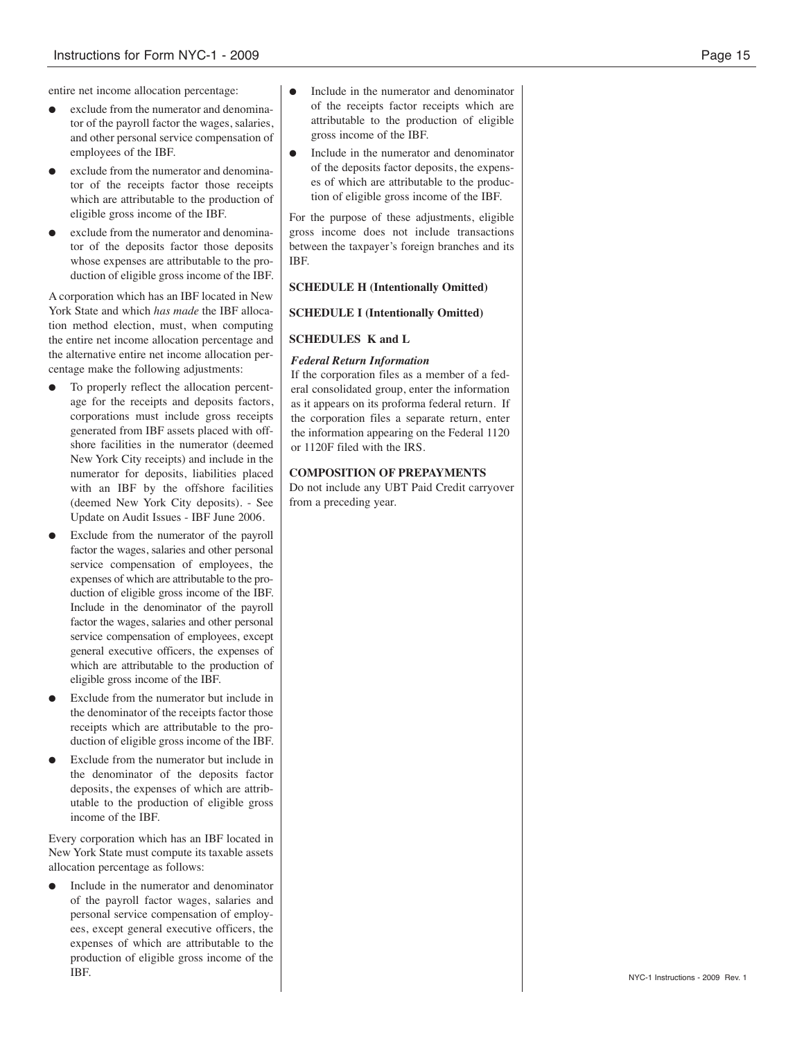entire net income allocation percentage:

- exclude from the numerator and denominator of the payroll factor the wages, salaries, and other personal service compensation of employees of the IBF.
- exclude from the numerator and denominator of the receipts factor those receipts which are attributable to the production of eligible gross income of the IBF.
- exclude from the numerator and denominator of the deposits factor those deposits whose expenses are attributable to the production of eligible gross income of the IBF.

A corporation which has an IBF located in New York State and which *has made* the IBF allocation method election, must, when computing the entire net income allocation percentage and the alternative entire net income allocation percentage make the following adjustments:

- To properly reflect the allocation percentage for the receipts and deposits factors, corporations must include gross receipts generated from IBF assets placed with offshore facilities in the numerator (deemed New York City receipts) and include in the numerator for deposits, liabilities placed with an IBF by the offshore facilities (deemed New York City deposits). - See Update on Audit Issues - IBF June 2006.
- Exclude from the numerator of the payroll factor the wages, salaries and other personal service compensation of employees, the expenses of which are attributable to the production of eligible gross income of the IBF. Include in the denominator of the payroll factor the wages, salaries and other personal service compensation of employees, except general executive officers, the expenses of which are attributable to the production of eligible gross income of the IBF.
- Exclude from the numerator but include in the denominator of the receipts factor those receipts which are attributable to the production of eligible gross income of the IBF.
- Exclude from the numerator but include in the denominator of the deposits factor deposits, the expenses of which are attributable to the production of eligible gross income of the IBF.

Every corporation which has an IBF located in New York State must compute its taxable assets allocation percentage as follows:

- Include in the numerator and denominator of the payroll factor wages, salaries and personal service compensation of employees, except general executive officers, the expenses of which are attributable to the production of eligible gross income of the IBF.
- Include in the numerator and denominator of the receipts factor receipts which are attributable to the production of eligible gross income of the IBF.
- Include in the numerator and denominator of the deposits factor deposits, the expenses of which are attributable to the production of eligible gross income of the IBF.

For the purpose of these adjustments, eligible gross income does not include transactions between the taxpayer's foreign branches and its IBF.

**SCHEDULE H (Intentionally Omitted)**

**SCHEDULE I (Intentionally Omitted)**

**SCHEDULES K and L**

***Federal Return Information***

If the corporation files as a member of a federal consolidated group, enter the information as it appears on its proforma federal return. If the corporation files a separate return, enter the information appearing on the Federal 1120 or 1120F filed with the IRS.

**COMPOSITION OF PREPAYMENTS**

Do not include any UBT Paid Credit carryover from a preceding year.